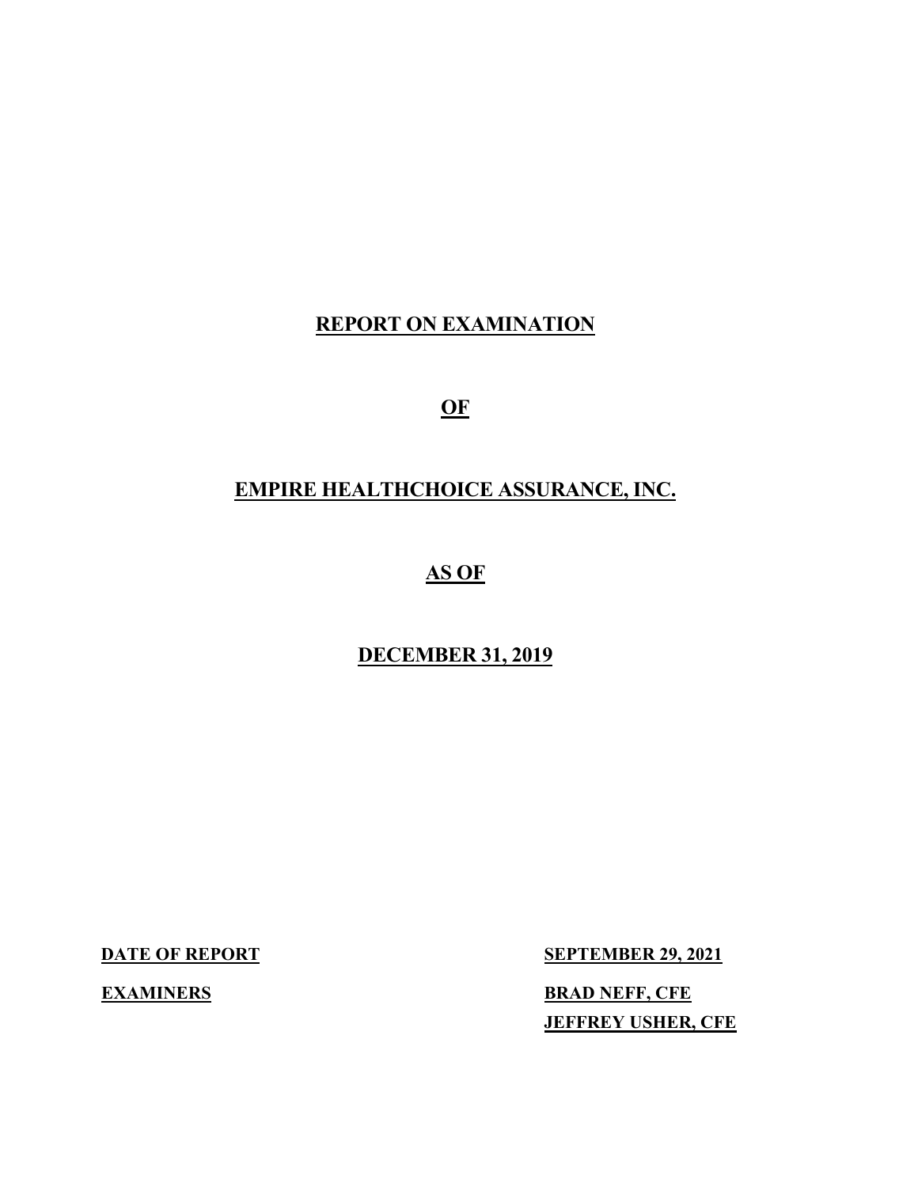# REPORT ON EXAMINATION

# OF

# EMPIRE HEALTHCHOICE ASSURANCE, INC.

# AS OF

# DECEMBER 31, 2019

**DATE OF REPORT** SEPTEMBER 29, 2021

**EXAMINERS** BRAD NEFF, CFE
JEFFREY USHER, CFE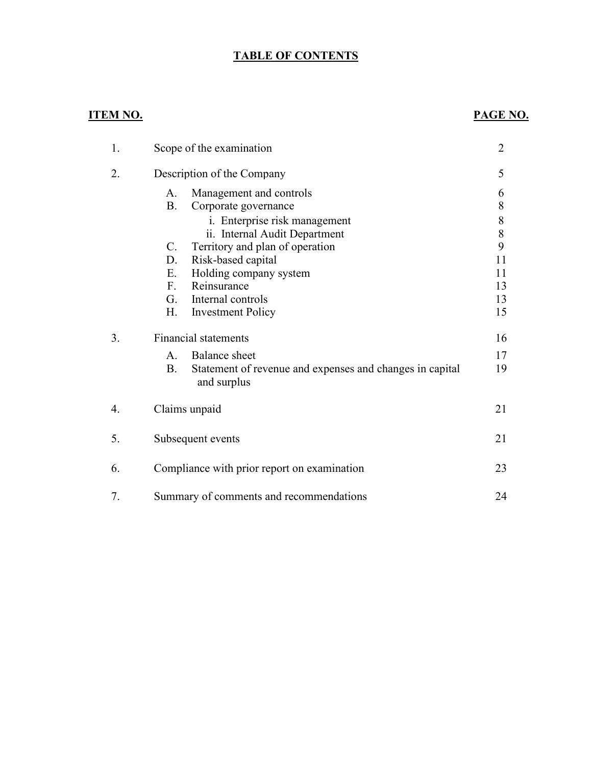# TABLE OF CONTENTS

| ITEM NO. | | PAGE NO. |
|---|---|---|
| 1. | Scope of the examination | 2 |
| 2. | Description of the Company | 5 |
| | A. Management and controls | 6 |
| | B. Corporate governance | 8 |
| | i. Enterprise risk management | 8 |
| | ii. Internal Audit Department | 8 |
| | C. Territory and plan of operation | 9 |
| | D. Risk-based capital | 11 |
| | E. Holding company system | 11 |
| | F. Reinsurance | 13 |
| | G. Internal controls | 13 |
| | H. Investment Policy | 15 |
| 3. | Financial statements | 16 |
| | A. Balance sheet | 17 |
| | B. Statement of revenue and expenses and changes in capital and surplus | 19 |
| 4. | Claims unpaid | 21 |
| 5. | Subsequent events | 21 |
| 6. | Compliance with prior report on examination | 23 |
| 7. | Summary of comments and recommendations | 24 |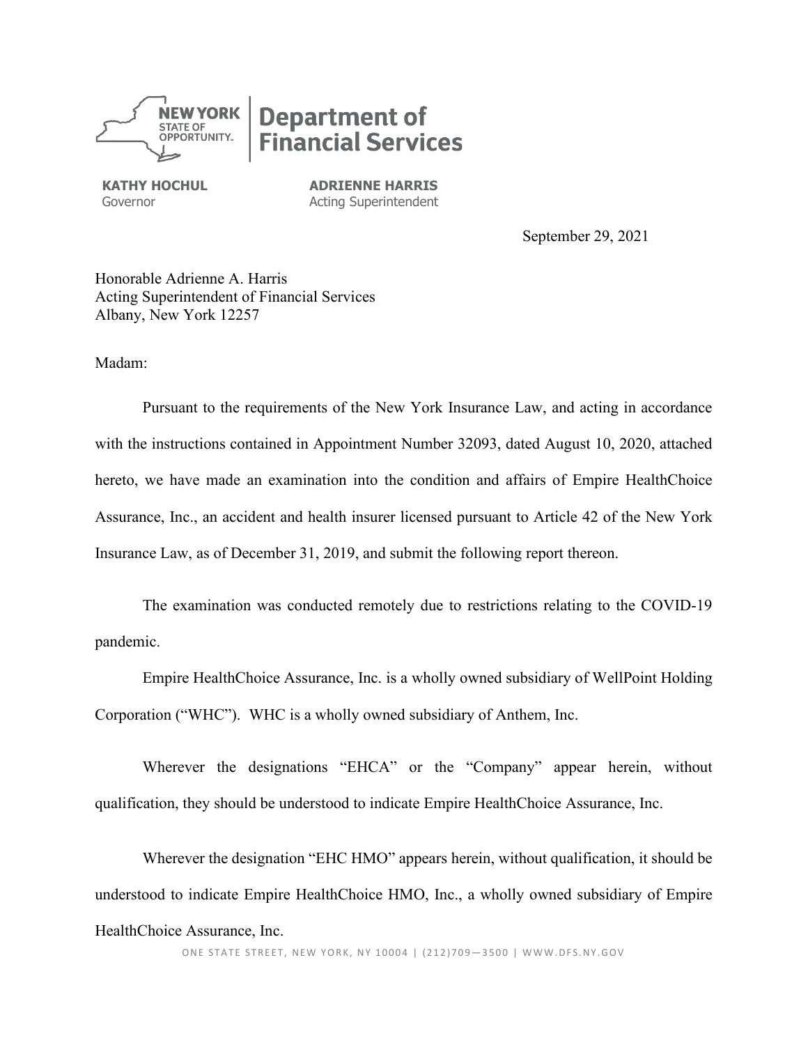**NEW YORK STATE OF OPPORTUNITY.** | **Department of Financial Services**

**KATHY HOCHUL**
Governor

**ADRIENNE HARRIS**
Acting Superintendent

September 29, 2021

Honorable Adrienne A. Harris
Acting Superintendent of Financial Services
Albany, New York 12257

Madam:

Pursuant to the requirements of the New York Insurance Law, and acting in accordance with the instructions contained in Appointment Number 32093, dated August 10, 2020, attached hereto, we have made an examination into the condition and affairs of Empire HealthChoice Assurance, Inc., an accident and health insurer licensed pursuant to Article 42 of the New York Insurance Law, as of December 31, 2019, and submit the following report thereon.

The examination was conducted remotely due to restrictions relating to the COVID-19 pandemic.

Empire HealthChoice Assurance, Inc. is a wholly owned subsidiary of WellPoint Holding Corporation ("WHC"). WHC is a wholly owned subsidiary of Anthem, Inc.

Wherever the designations "EHCA" or the "Company" appear herein, without qualification, they should be understood to indicate Empire HealthChoice Assurance, Inc.

Wherever the designation "EHC HMO" appears herein, without qualification, it should be understood to indicate Empire HealthChoice HMO, Inc., a wholly owned subsidiary of Empire HealthChoice Assurance, Inc.

ONE STATE STREET, NEW YORK, NY 10004 | (212)709—3500 | WWW.DFS.NY.GOV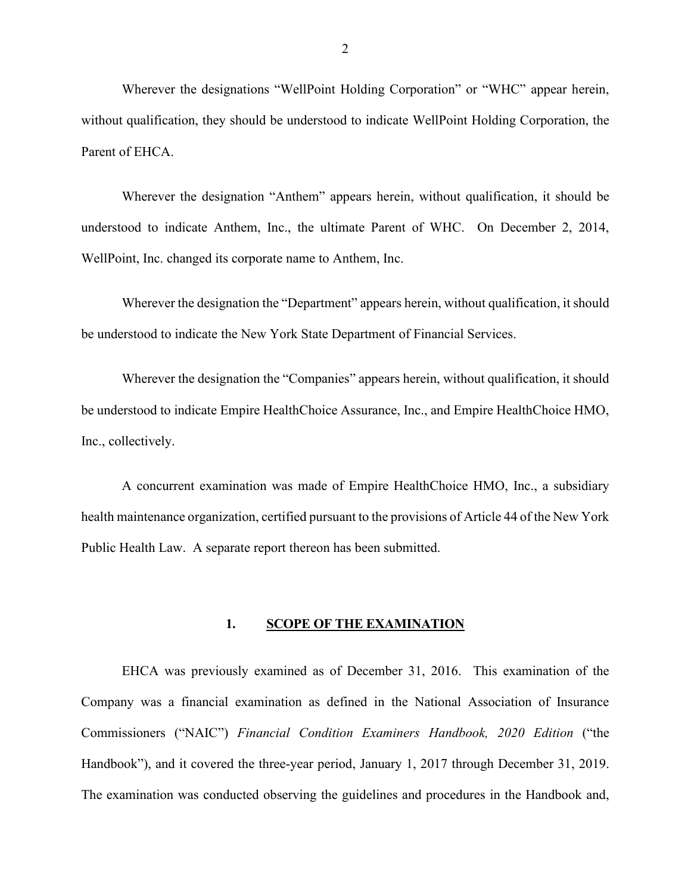Wherever the designations "WellPoint Holding Corporation" or "WHC" appear herein, without qualification, they should be understood to indicate WellPoint Holding Corporation, the Parent of EHCA.

Wherever the designation "Anthem" appears herein, without qualification, it should be understood to indicate Anthem, Inc., the ultimate Parent of WHC. On December 2, 2014, WellPoint, Inc. changed its corporate name to Anthem, Inc.

Wherever the designation the "Department" appears herein, without qualification, it should be understood to indicate the New York State Department of Financial Services.

Wherever the designation the "Companies" appears herein, without qualification, it should be understood to indicate Empire HealthChoice Assurance, Inc., and Empire HealthChoice HMO, Inc., collectively.

A concurrent examination was made of Empire HealthChoice HMO, Inc., a subsidiary health maintenance organization, certified pursuant to the provisions of Article 44 of the New York Public Health Law. A separate report thereon has been submitted.

## 1. SCOPE OF THE EXAMINATION

EHCA was previously examined as of December 31, 2016. This examination of the Company was a financial examination as defined in the National Association of Insurance Commissioners ("NAIC") *Financial Condition Examiners Handbook, 2020 Edition* ("the Handbook"), and it covered the three-year period, January 1, 2017 through December 31, 2019. The examination was conducted observing the guidelines and procedures in the Handbook and,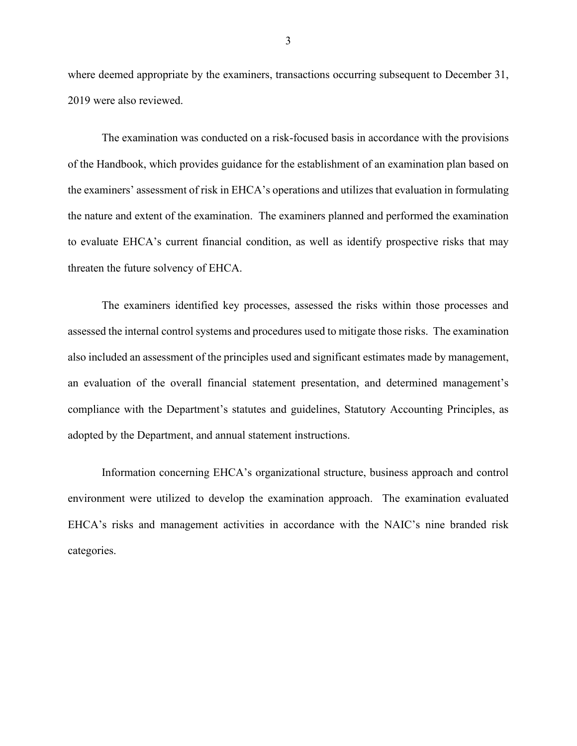where deemed appropriate by the examiners, transactions occurring subsequent to December 31, 2019 were also reviewed.

The examination was conducted on a risk-focused basis in accordance with the provisions of the Handbook, which provides guidance for the establishment of an examination plan based on the examiners' assessment of risk in EHCA's operations and utilizes that evaluation in formulating the nature and extent of the examination. The examiners planned and performed the examination to evaluate EHCA's current financial condition, as well as identify prospective risks that may threaten the future solvency of EHCA.

The examiners identified key processes, assessed the risks within those processes and assessed the internal control systems and procedures used to mitigate those risks. The examination also included an assessment of the principles used and significant estimates made by management, an evaluation of the overall financial statement presentation, and determined management's compliance with the Department's statutes and guidelines, Statutory Accounting Principles, as adopted by the Department, and annual statement instructions.

Information concerning EHCA's organizational structure, business approach and control environment were utilized to develop the examination approach. The examination evaluated EHCA's risks and management activities in accordance with the NAIC's nine branded risk categories.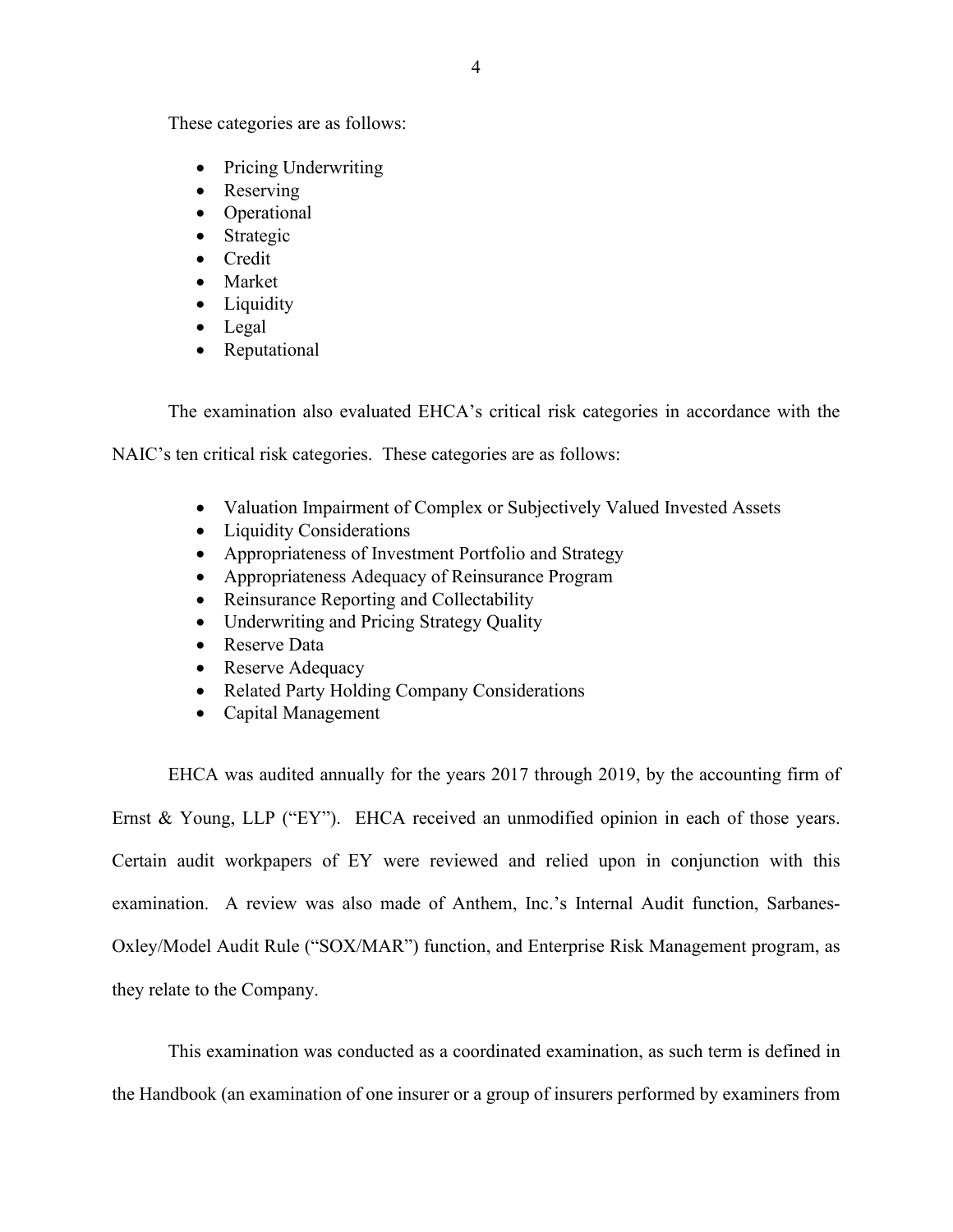These categories are as follows:

- Pricing Underwriting
- Reserving
- Operational
- Strategic
- Credit
- Market
- Liquidity
- Legal
- Reputational

The examination also evaluated EHCA's critical risk categories in accordance with the NAIC's ten critical risk categories. These categories are as follows:

- Valuation Impairment of Complex or Subjectively Valued Invested Assets
- Liquidity Considerations
- Appropriateness of Investment Portfolio and Strategy
- Appropriateness Adequacy of Reinsurance Program
- Reinsurance Reporting and Collectability
- Underwriting and Pricing Strategy Quality
- Reserve Data
- Reserve Adequacy
- Related Party Holding Company Considerations
- Capital Management

EHCA was audited annually for the years 2017 through 2019, by the accounting firm of Ernst & Young, LLP ("EY"). EHCA received an unmodified opinion in each of those years. Certain audit workpapers of EY were reviewed and relied upon in conjunction with this examination. A review was also made of Anthem, Inc.'s Internal Audit function, Sarbanes-Oxley/Model Audit Rule ("SOX/MAR") function, and Enterprise Risk Management program, as they relate to the Company.

This examination was conducted as a coordinated examination, as such term is defined in the Handbook (an examination of one insurer or a group of insurers performed by examiners from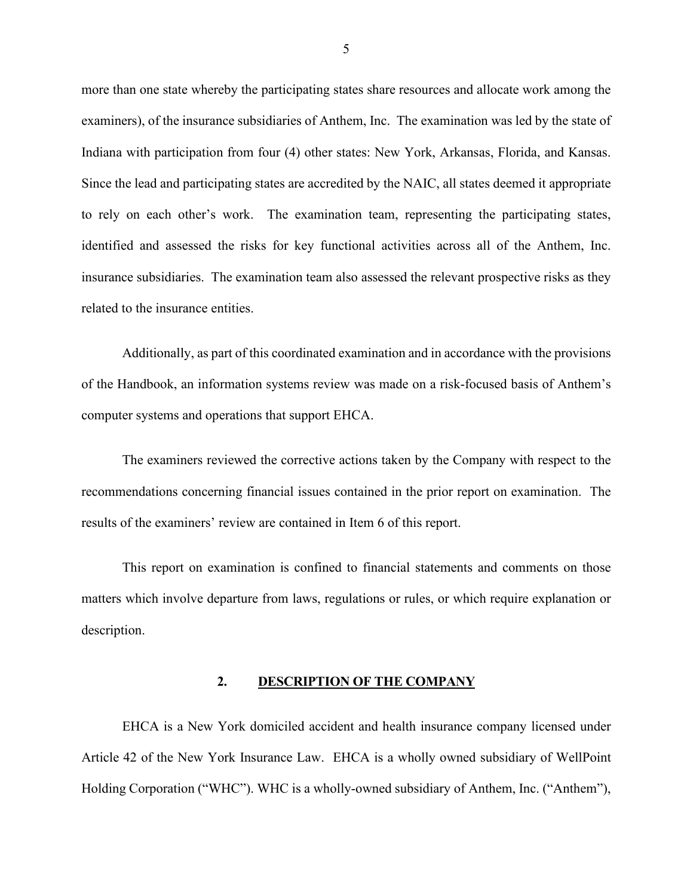more than one state whereby the participating states share resources and allocate work among the examiners), of the insurance subsidiaries of Anthem, Inc. The examination was led by the state of Indiana with participation from four (4) other states: New York, Arkansas, Florida, and Kansas. Since the lead and participating states are accredited by the NAIC, all states deemed it appropriate to rely on each other's work. The examination team, representing the participating states, identified and assessed the risks for key functional activities across all of the Anthem, Inc. insurance subsidiaries. The examination team also assessed the relevant prospective risks as they related to the insurance entities.

Additionally, as part of this coordinated examination and in accordance with the provisions of the Handbook, an information systems review was made on a risk-focused basis of Anthem's computer systems and operations that support EHCA.

The examiners reviewed the corrective actions taken by the Company with respect to the recommendations concerning financial issues contained in the prior report on examination. The results of the examiners' review are contained in Item 6 of this report.

This report on examination is confined to financial statements and comments on those matters which involve departure from laws, regulations or rules, or which require explanation or description.

## 2. DESCRIPTION OF THE COMPANY

EHCA is a New York domiciled accident and health insurance company licensed under Article 42 of the New York Insurance Law. EHCA is a wholly owned subsidiary of WellPoint Holding Corporation ("WHC"). WHC is a wholly-owned subsidiary of Anthem, Inc. ("Anthem"),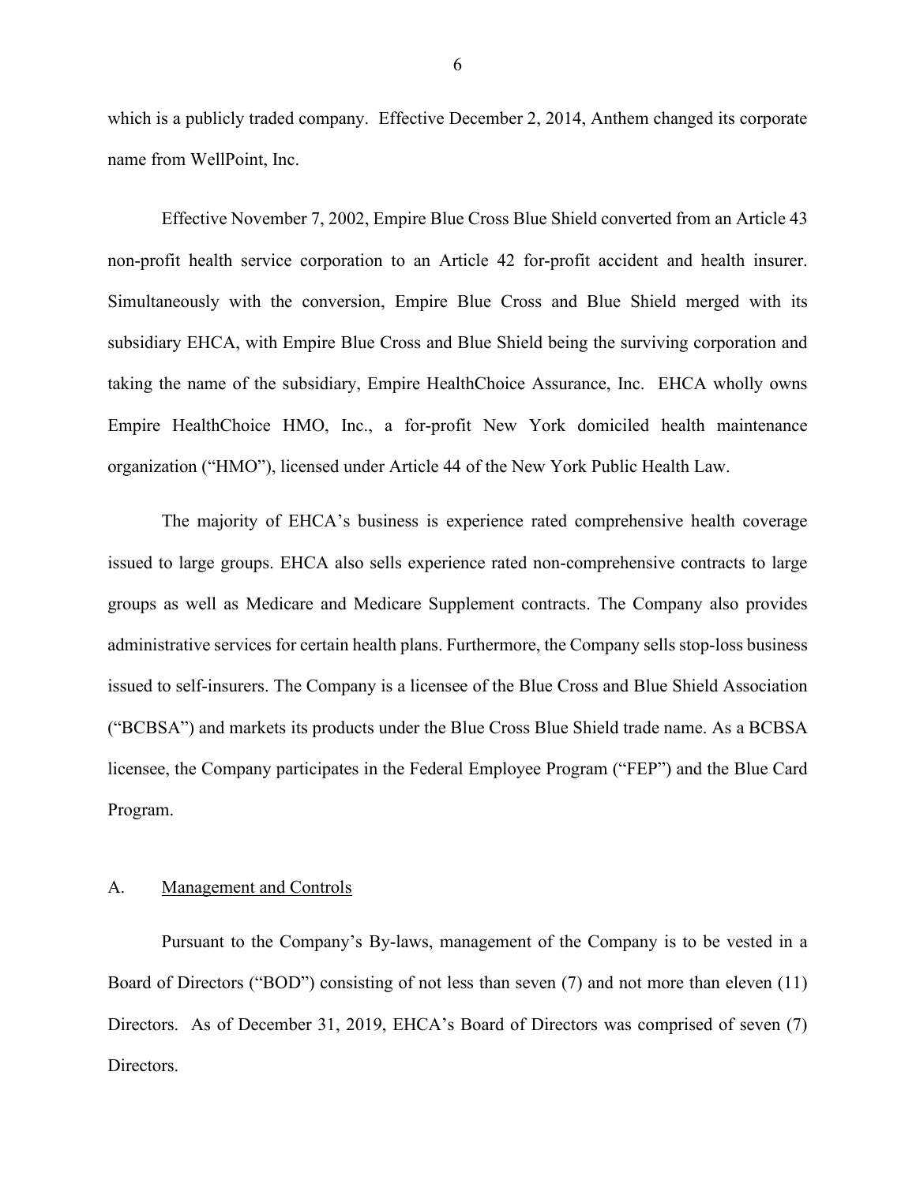which is a publicly traded company. Effective December 2, 2014, Anthem changed its corporate name from WellPoint, Inc.

Effective November 7, 2002, Empire Blue Cross Blue Shield converted from an Article 43 non-profit health service corporation to an Article 42 for-profit accident and health insurer. Simultaneously with the conversion, Empire Blue Cross and Blue Shield merged with its subsidiary EHCA, with Empire Blue Cross and Blue Shield being the surviving corporation and taking the name of the subsidiary, Empire HealthChoice Assurance, Inc. EHCA wholly owns Empire HealthChoice HMO, Inc., a for-profit New York domiciled health maintenance organization ("HMO"), licensed under Article 44 of the New York Public Health Law.

The majority of EHCA's business is experience rated comprehensive health coverage issued to large groups. EHCA also sells experience rated non-comprehensive contracts to large groups as well as Medicare and Medicare Supplement contracts. The Company also provides administrative services for certain health plans. Furthermore, the Company sells stop-loss business issued to self-insurers. The Company is a licensee of the Blue Cross and Blue Shield Association ("BCBSA") and markets its products under the Blue Cross Blue Shield trade name. As a BCBSA licensee, the Company participates in the Federal Employee Program ("FEP") and the Blue Card Program.

## A. Management and Controls

Pursuant to the Company's By-laws, management of the Company is to be vested in a Board of Directors ("BOD") consisting of not less than seven (7) and not more than eleven (11) Directors. As of December 31, 2019, EHCA's Board of Directors was comprised of seven (7) Directors.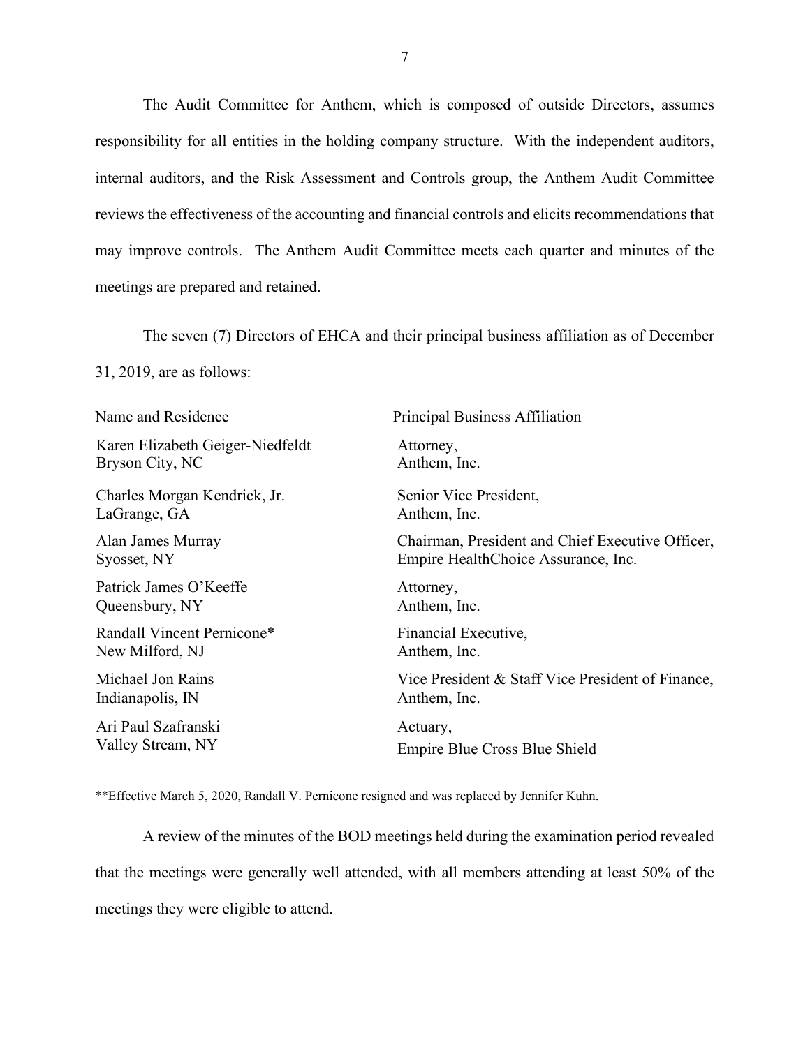The Audit Committee for Anthem, which is composed of outside Directors, assumes responsibility for all entities in the holding company structure. With the independent auditors, internal auditors, and the Risk Assessment and Controls group, the Anthem Audit Committee reviews the effectiveness of the accounting and financial controls and elicits recommendations that may improve controls. The Anthem Audit Committee meets each quarter and minutes of the meetings are prepared and retained.

The seven (7) Directors of EHCA and their principal business affiliation as of December 31, 2019, are as follows:

| Name and Residence | Principal Business Affiliation |
|---|---|
| Karen Elizabeth Geiger-Niedfeldt<br>Bryson City, NC | Attorney,<br>Anthem, Inc. |
| Charles Morgan Kendrick, Jr.<br>LaGrange, GA | Senior Vice President,<br>Anthem, Inc. |
| Alan James Murray<br>Syosset, NY | Chairman, President and Chief Executive Officer,<br>Empire HealthChoice Assurance, Inc. |
| Patrick James O'Keeffe<br>Queensbury, NY | Attorney,<br>Anthem, Inc. |
| Randall Vincent Pernicone*<br>New Milford, NJ | Financial Executive,<br>Anthem, Inc. |
| Michael Jon Rains<br>Indianapolis, IN | Vice President & Staff Vice President of Finance,<br>Anthem, Inc. |
| Ari Paul Szafranski<br>Valley Stream, NY | Actuary,<br>Empire Blue Cross Blue Shield |

**Effective March 5, 2020, Randall V. Pernicone resigned and was replaced by Jennifer Kuhn.

A review of the minutes of the BOD meetings held during the examination period revealed that the meetings were generally well attended, with all members attending at least 50% of the meetings they were eligible to attend.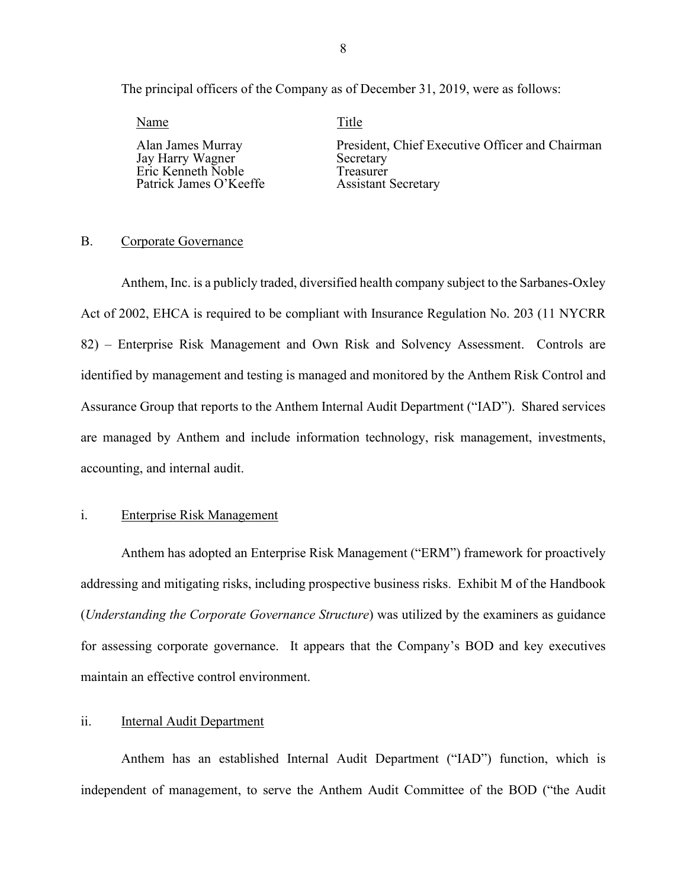The principal officers of the Company as of December 31, 2019, were as follows:

| Name | Title |
|---|---|
| Alan James Murray | President, Chief Executive Officer and Chairman |
| Jay Harry Wagner | Secretary |
| Eric Kenneth Noble | Treasurer |
| Patrick James O'Keeffe | Assistant Secretary |

## B. Corporate Governance

Anthem, Inc. is a publicly traded, diversified health company subject to the Sarbanes-Oxley Act of 2002, EHCA is required to be compliant with Insurance Regulation No. 203 (11 NYCRR 82) – Enterprise Risk Management and Own Risk and Solvency Assessment. Controls are identified by management and testing is managed and monitored by the Anthem Risk Control and Assurance Group that reports to the Anthem Internal Audit Department ("IAD"). Shared services are managed by Anthem and include information technology, risk management, investments, accounting, and internal audit.

### i. Enterprise Risk Management

Anthem has adopted an Enterprise Risk Management ("ERM") framework for proactively addressing and mitigating risks, including prospective business risks. Exhibit M of the Handbook (*Understanding the Corporate Governance Structure*) was utilized by the examiners as guidance for assessing corporate governance. It appears that the Company's BOD and key executives maintain an effective control environment.

### ii. Internal Audit Department

Anthem has an established Internal Audit Department ("IAD") function, which is independent of management, to serve the Anthem Audit Committee of the BOD ("the Audit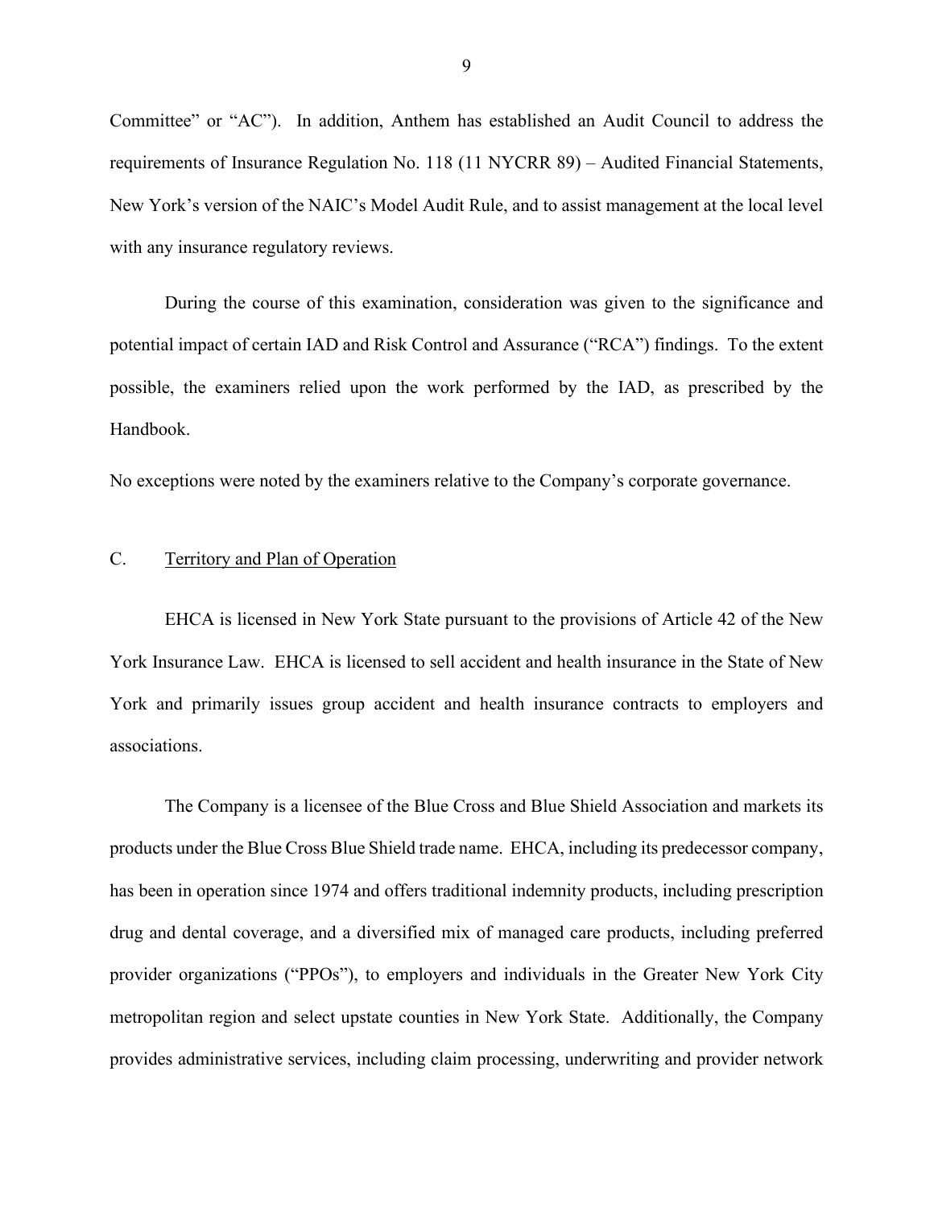Committee" or "AC"). In addition, Anthem has established an Audit Council to address the requirements of Insurance Regulation No. 118 (11 NYCRR 89) – Audited Financial Statements, New York's version of the NAIC's Model Audit Rule, and to assist management at the local level with any insurance regulatory reviews.

During the course of this examination, consideration was given to the significance and potential impact of certain IAD and Risk Control and Assurance ("RCA") findings. To the extent possible, the examiners relied upon the work performed by the IAD, as prescribed by the Handbook.

No exceptions were noted by the examiners relative to the Company's corporate governance.

## C. Territory and Plan of Operation

EHCA is licensed in New York State pursuant to the provisions of Article 42 of the New York Insurance Law. EHCA is licensed to sell accident and health insurance in the State of New York and primarily issues group accident and health insurance contracts to employers and associations.

The Company is a licensee of the Blue Cross and Blue Shield Association and markets its products under the Blue Cross Blue Shield trade name. EHCA, including its predecessor company, has been in operation since 1974 and offers traditional indemnity products, including prescription drug and dental coverage, and a diversified mix of managed care products, including preferred provider organizations ("PPOs"), to employers and individuals in the Greater New York City metropolitan region and select upstate counties in New York State. Additionally, the Company provides administrative services, including claim processing, underwriting and provider network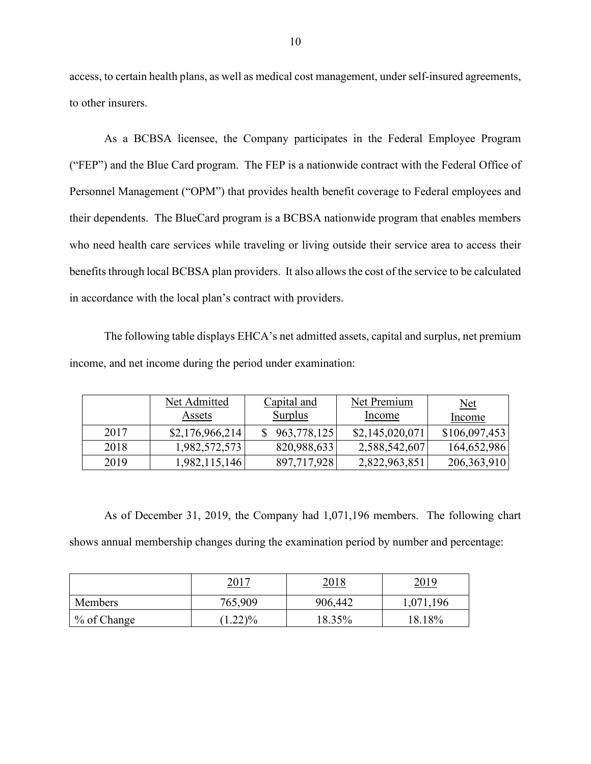access, to certain health plans, as well as medical cost management, under self-insured agreements, to other insurers.

As a BCBSA licensee, the Company participates in the Federal Employee Program ("FEP") and the Blue Card program. The FEP is a nationwide contract with the Federal Office of Personnel Management ("OPM") that provides health benefit coverage to Federal employees and their dependents. The BlueCard program is a BCBSA nationwide program that enables members who need health care services while traveling or living outside their service area to access their benefits through local BCBSA plan providers. It also allows the cost of the service to be calculated in accordance with the local plan's contract with providers.

The following table displays EHCA's net admitted assets, capital and surplus, net premium income, and net income during the period under examination:

| | Net Admitted Assets | Capital and Surplus | Net Premium Income | Net Income |
|---|---|---|---|---|
| 2017 | $2,176,966,214 | $ 963,778,125 | $2,145,020,071 | $106,097,453 |
| 2018 | 1,982,572,573 | 820,988,633 | 2,588,542,607 | 164,652,986 |
| 2019 | 1,982,115,146 | 897,717,928 | 2,822,963,851 | 206,363,910 |

As of December 31, 2019, the Company had 1,071,196 members. The following chart shows annual membership changes during the examination period by number and percentage:

| | 2017 | 2018 | 2019 |
|---|---|---|---|
| Members | 765,909 | 906,442 | 1,071,196 |
| % of Change | (1.22)% | 18.35% | 18.18% |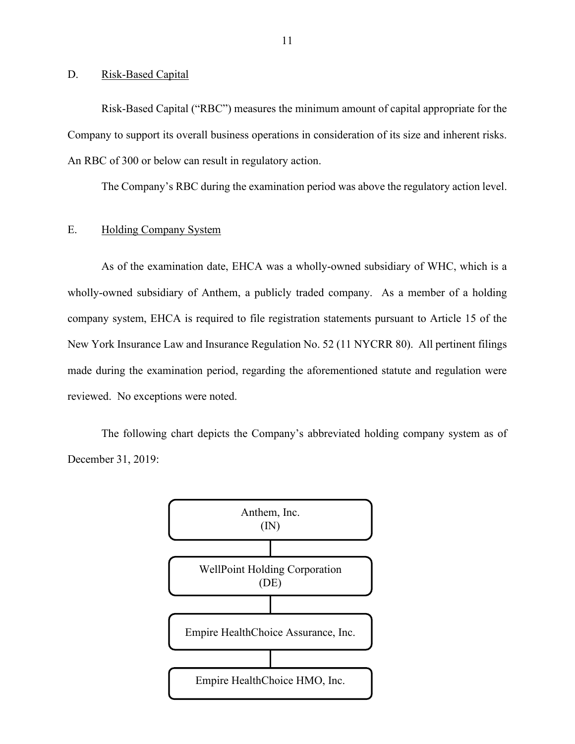## D. Risk-Based Capital

Risk-Based Capital ("RBC") measures the minimum amount of capital appropriate for the Company to support its overall business operations in consideration of its size and inherent risks. An RBC of 300 or below can result in regulatory action.

The Company's RBC during the examination period was above the regulatory action level.

## E. Holding Company System

As of the examination date, EHCA was a wholly-owned subsidiary of WHC, which is a wholly-owned subsidiary of Anthem, a publicly traded company. As a member of a holding company system, EHCA is required to file registration statements pursuant to Article 15 of the New York Insurance Law and Insurance Regulation No. 52 (11 NYCRR 80). All pertinent filings made during the examination period, regarding the aforementioned statute and regulation were reviewed. No exceptions were noted.

The following chart depicts the Company's abbreviated holding company system as of December 31, 2019:

Anthem, Inc.
(IN)

WellPoint Holding Corporation
(DE)

Empire HealthChoice Assurance, Inc.

Empire HealthChoice HMO, Inc.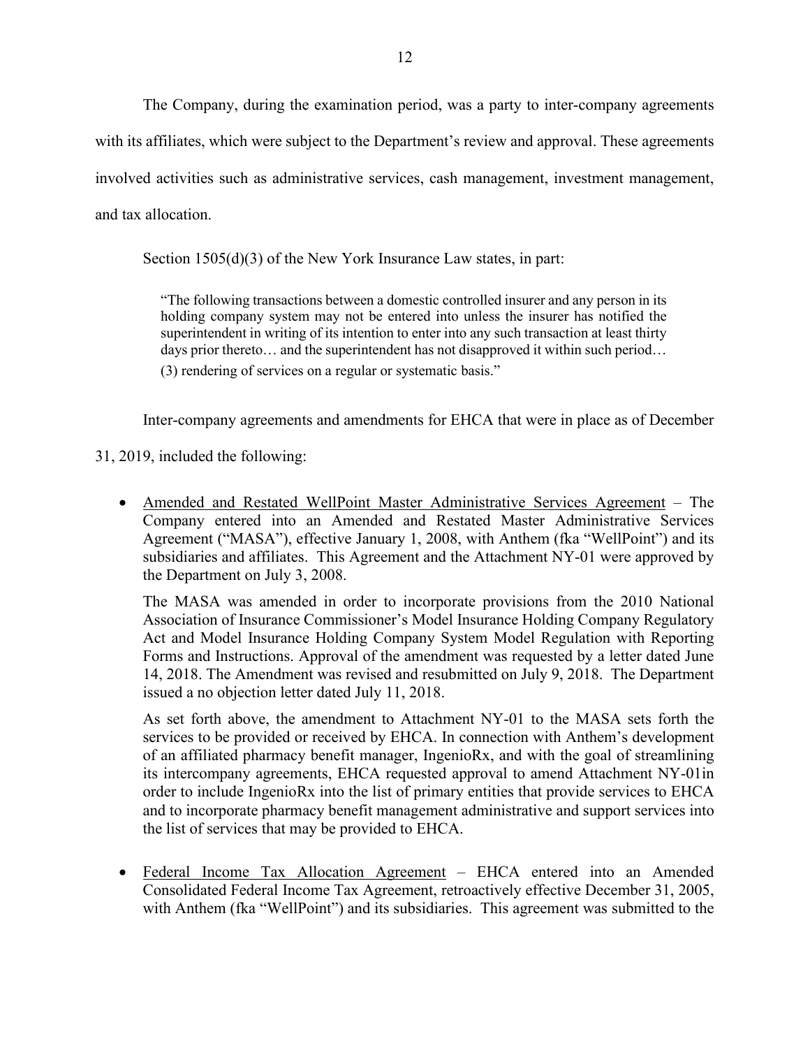The Company, during the examination period, was a party to inter-company agreements with its affiliates, which were subject to the Department's review and approval. These agreements involved activities such as administrative services, cash management, investment management, and tax allocation.

Section 1505(d)(3) of the New York Insurance Law states, in part:

> "The following transactions between a domestic controlled insurer and any person in its holding company system may not be entered into unless the insurer has notified the superintendent in writing of its intention to enter into any such transaction at least thirty days prior thereto… and the superintendent has not disapproved it within such period…
>
> (3) rendering of services on a regular or systematic basis."

Inter-company agreements and amendments for EHCA that were in place as of December 31, 2019, included the following:

- Amended and Restated WellPoint Master Administrative Services Agreement – The Company entered into an Amended and Restated Master Administrative Services Agreement ("MASA"), effective January 1, 2008, with Anthem (fka "WellPoint") and its subsidiaries and affiliates. This Agreement and the Attachment NY-01 were approved by the Department on July 3, 2008.

  The MASA was amended in order to incorporate provisions from the 2010 National Association of Insurance Commissioner's Model Insurance Holding Company Regulatory Act and Model Insurance Holding Company System Model Regulation with Reporting Forms and Instructions. Approval of the amendment was requested by a letter dated June 14, 2018. The Amendment was revised and resubmitted on July 9, 2018. The Department issued a no objection letter dated July 11, 2018.

  As set forth above, the amendment to Attachment NY-01 to the MASA sets forth the services to be provided or received by EHCA. In connection with Anthem's development of an affiliated pharmacy benefit manager, IngenioRx, and with the goal of streamlining its intercompany agreements, EHCA requested approval to amend Attachment NY-01in order to include IngenioRx into the list of primary entities that provide services to EHCA and to incorporate pharmacy benefit management administrative and support services into the list of services that may be provided to EHCA.

- Federal Income Tax Allocation Agreement – EHCA entered into an Amended Consolidated Federal Income Tax Agreement, retroactively effective December 31, 2005, with Anthem (fka "WellPoint") and its subsidiaries. This agreement was submitted to the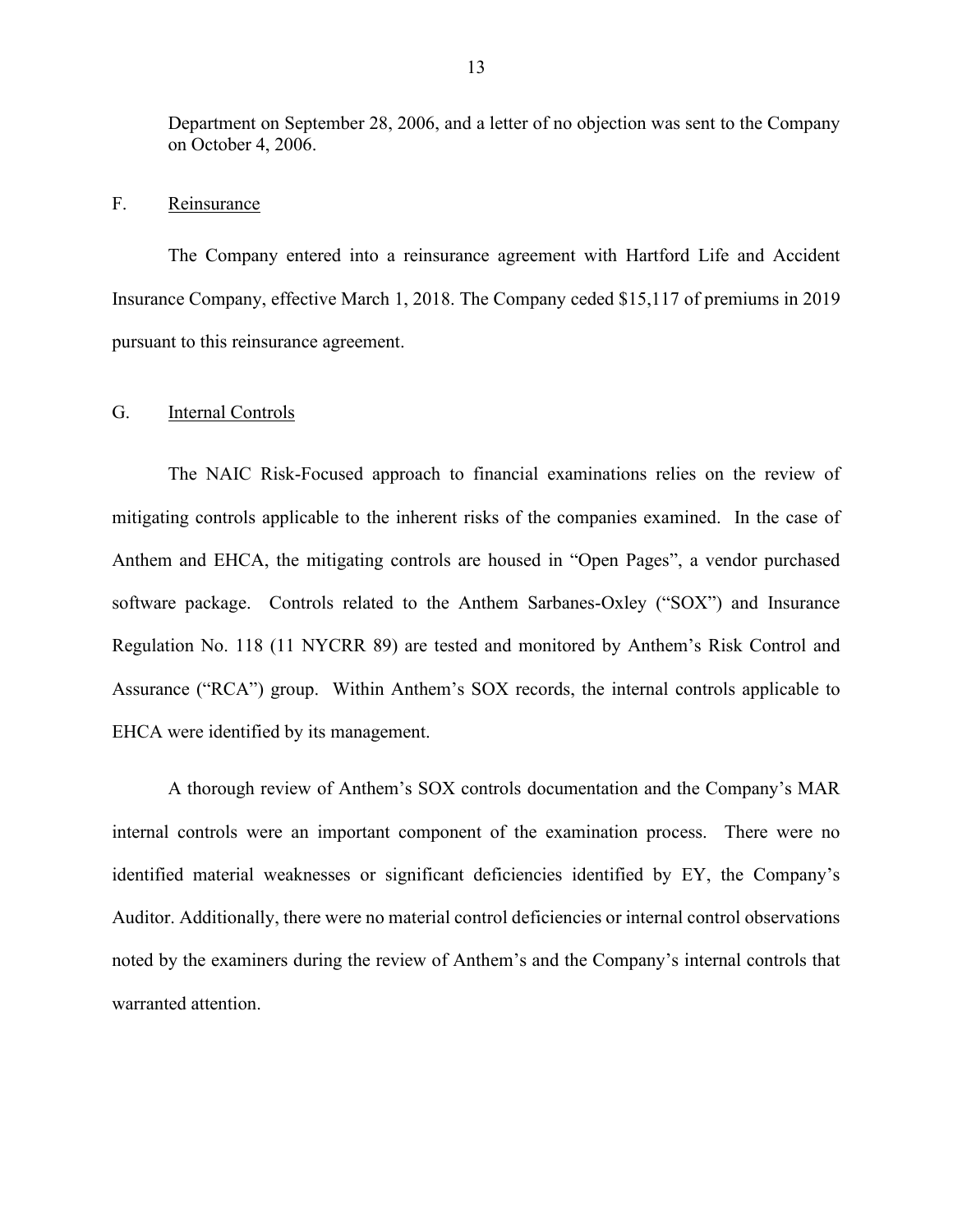Department on September 28, 2006, and a letter of no objection was sent to the Company on October 4, 2006.

F. Reinsurance

The Company entered into a reinsurance agreement with Hartford Life and Accident Insurance Company, effective March 1, 2018. The Company ceded $15,117 of premiums in 2019 pursuant to this reinsurance agreement.

G. Internal Controls

The NAIC Risk-Focused approach to financial examinations relies on the review of mitigating controls applicable to the inherent risks of the companies examined. In the case of Anthem and EHCA, the mitigating controls are housed in "Open Pages", a vendor purchased software package. Controls related to the Anthem Sarbanes-Oxley ("SOX") and Insurance Regulation No. 118 (11 NYCRR 89) are tested and monitored by Anthem's Risk Control and Assurance ("RCA") group. Within Anthem's SOX records, the internal controls applicable to EHCA were identified by its management.

A thorough review of Anthem's SOX controls documentation and the Company's MAR internal controls were an important component of the examination process. There were no identified material weaknesses or significant deficiencies identified by EY, the Company's Auditor. Additionally, there were no material control deficiencies or internal control observations noted by the examiners during the review of Anthem's and the Company's internal controls that warranted attention.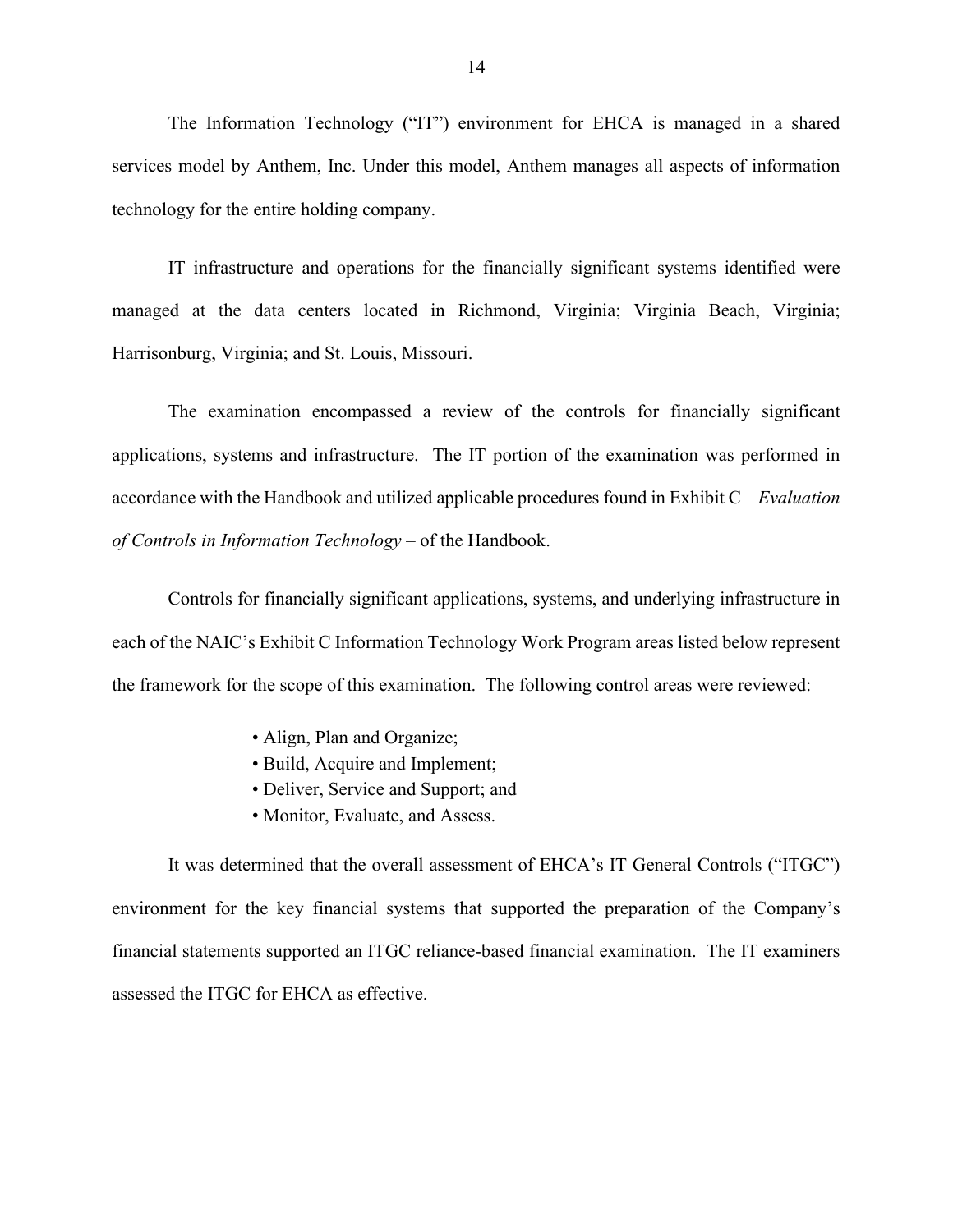The Information Technology ("IT") environment for EHCA is managed in a shared services model by Anthem, Inc. Under this model, Anthem manages all aspects of information technology for the entire holding company.

IT infrastructure and operations for the financially significant systems identified were managed at the data centers located in Richmond, Virginia; Virginia Beach, Virginia; Harrisonburg, Virginia; and St. Louis, Missouri.

The examination encompassed a review of the controls for financially significant applications, systems and infrastructure. The IT portion of the examination was performed in accordance with the Handbook and utilized applicable procedures found in Exhibit C – *Evaluation of Controls in Information Technology* – of the Handbook.

Controls for financially significant applications, systems, and underlying infrastructure in each of the NAIC's Exhibit C Information Technology Work Program areas listed below represent the framework for the scope of this examination. The following control areas were reviewed:

- Align, Plan and Organize;
- Build, Acquire and Implement;
- Deliver, Service and Support; and
- Monitor, Evaluate, and Assess.

It was determined that the overall assessment of EHCA's IT General Controls ("ITGC") environment for the key financial systems that supported the preparation of the Company's financial statements supported an ITGC reliance-based financial examination. The IT examiners assessed the ITGC for EHCA as effective.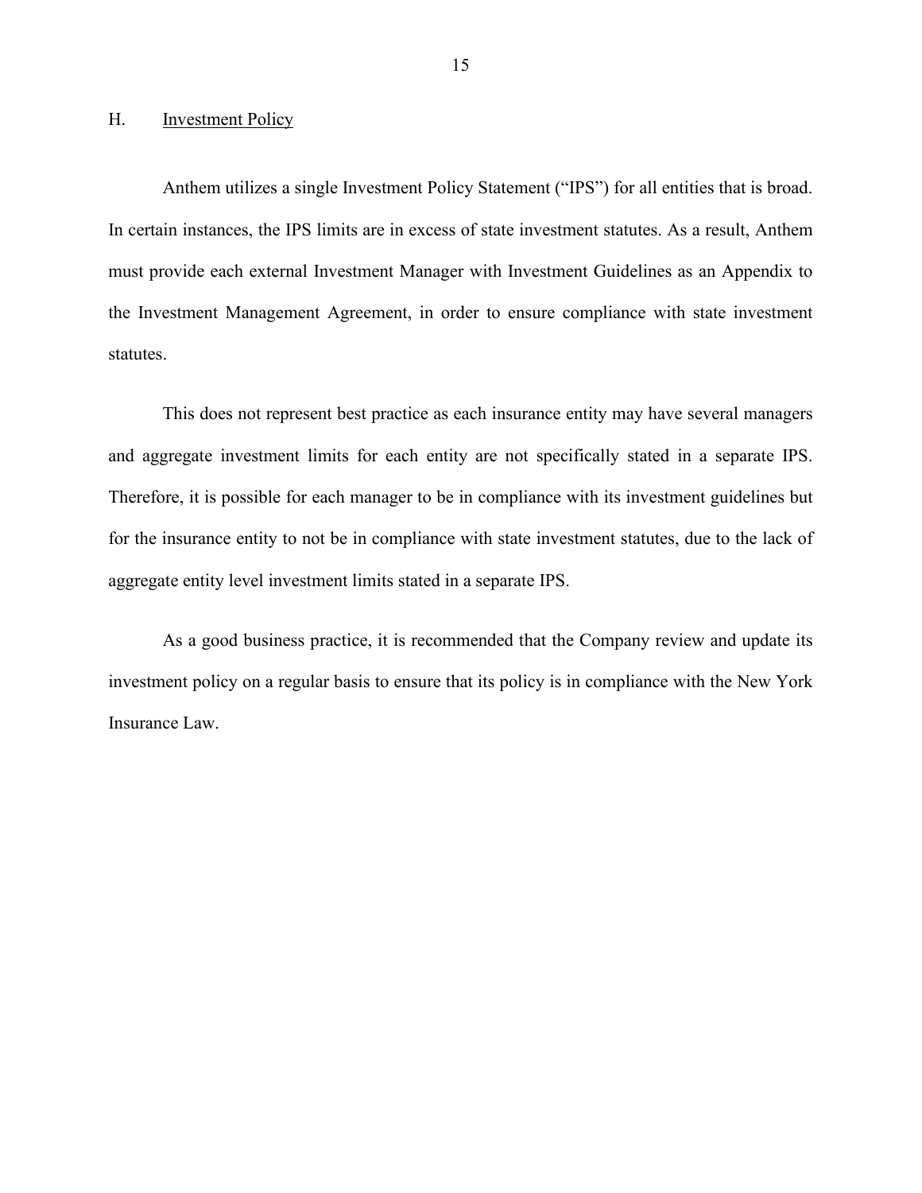## H. Investment Policy

Anthem utilizes a single Investment Policy Statement ("IPS") for all entities that is broad. In certain instances, the IPS limits are in excess of state investment statutes. As a result, Anthem must provide each external Investment Manager with Investment Guidelines as an Appendix to the Investment Management Agreement, in order to ensure compliance with state investment statutes.

This does not represent best practice as each insurance entity may have several managers and aggregate investment limits for each entity are not specifically stated in a separate IPS. Therefore, it is possible for each manager to be in compliance with its investment guidelines but for the insurance entity to not be in compliance with state investment statutes, due to the lack of aggregate entity level investment limits stated in a separate IPS.

As a good business practice, it is recommended that the Company review and update its investment policy on a regular basis to ensure that its policy is in compliance with the New York Insurance Law.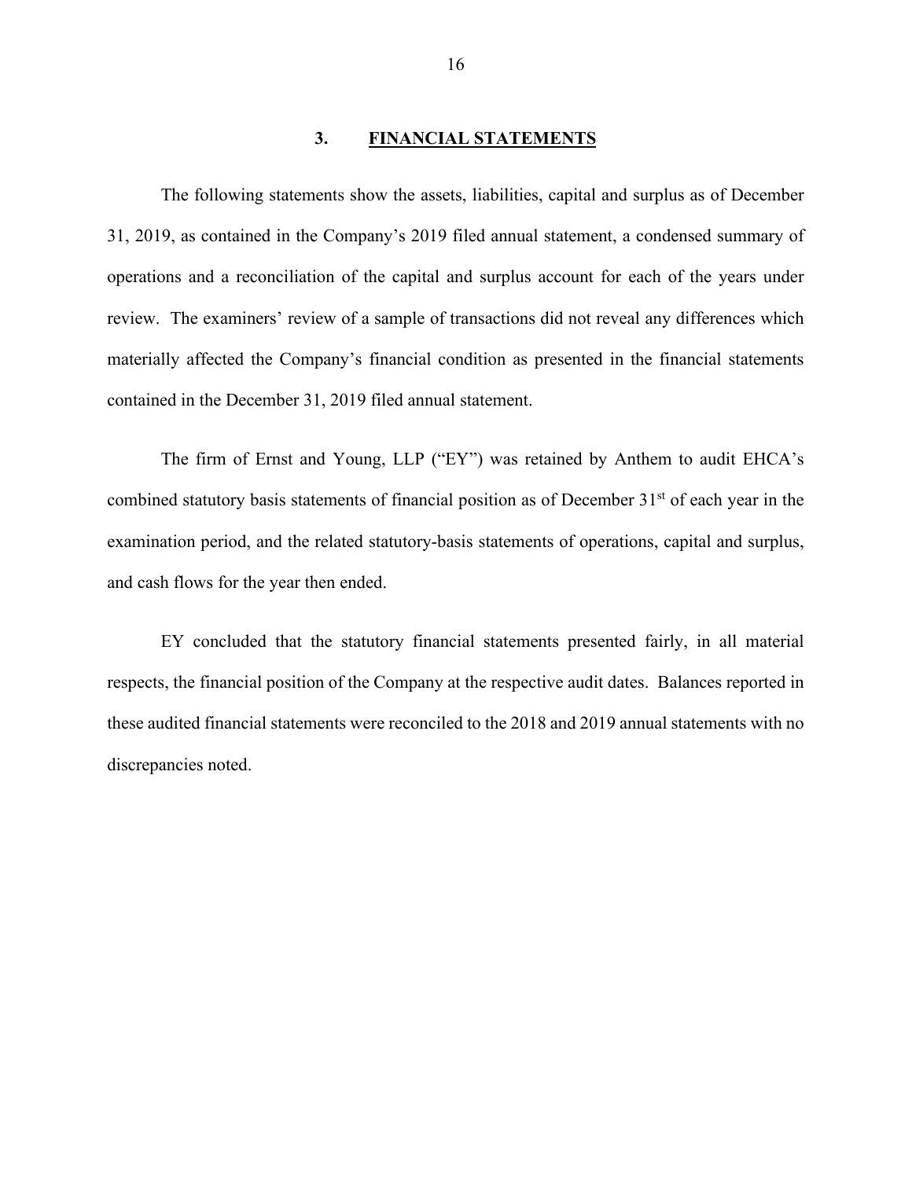## 3. FINANCIAL STATEMENTS

The following statements show the assets, liabilities, capital and surplus as of December 31, 2019, as contained in the Company's 2019 filed annual statement, a condensed summary of operations and a reconciliation of the capital and surplus account for each of the years under review. The examiners' review of a sample of transactions did not reveal any differences which materially affected the Company's financial condition as presented in the financial statements contained in the December 31, 2019 filed annual statement.

The firm of Ernst and Young, LLP ("EY") was retained by Anthem to audit EHCA's combined statutory basis statements of financial position as of December 31st of each year in the examination period, and the related statutory-basis statements of operations, capital and surplus, and cash flows for the year then ended.

EY concluded that the statutory financial statements presented fairly, in all material respects, the financial position of the Company at the respective audit dates. Balances reported in these audited financial statements were reconciled to the 2018 and 2019 annual statements with no discrepancies noted.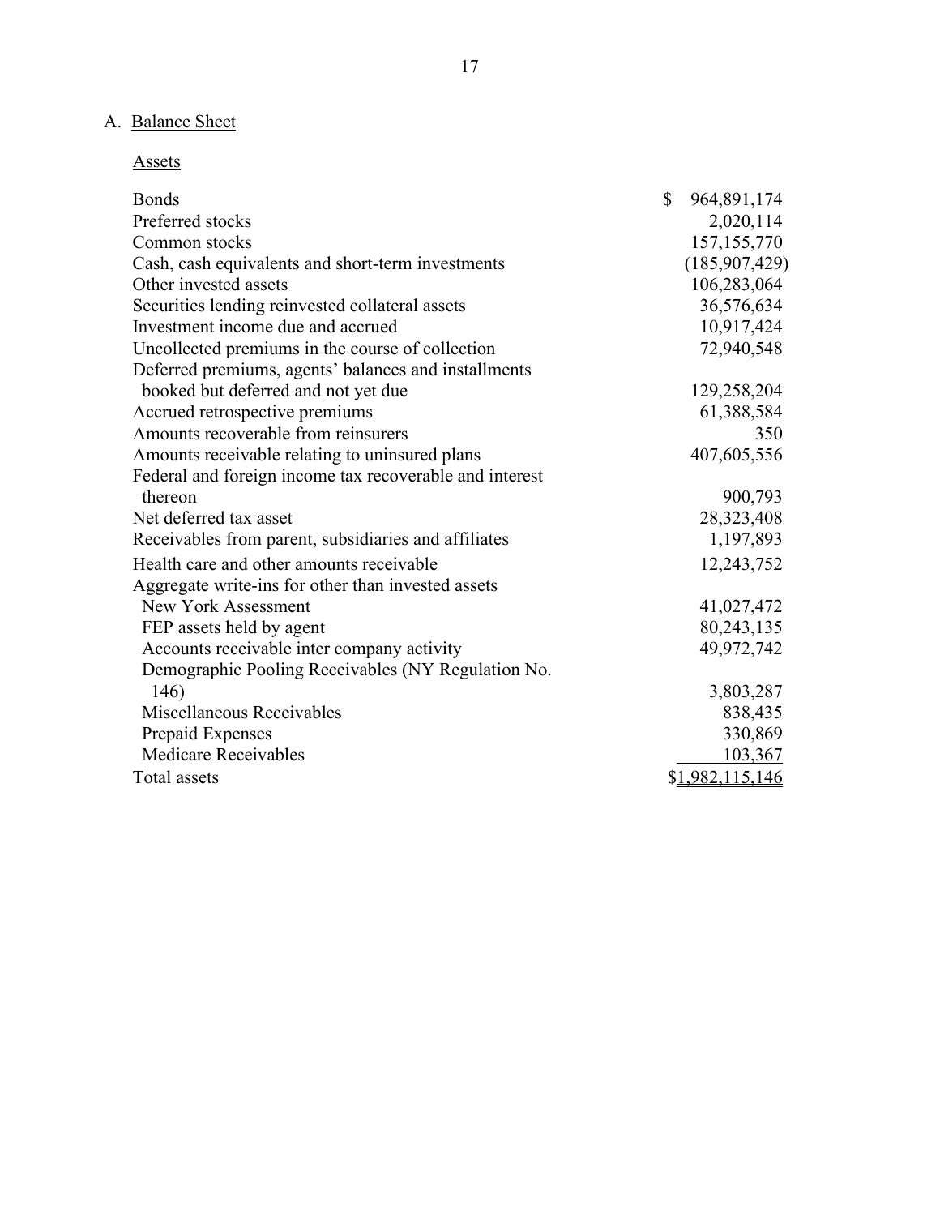## A. Balance Sheet

### Assets

| | |
|---|---:|
| Bonds | $ 964,891,174 |
| Preferred stocks | 2,020,114 |
| Common stocks | 157,155,770 |
| Cash, cash equivalents and short-term investments | (185,907,429) |
| Other invested assets | 106,283,064 |
| Securities lending reinvested collateral assets | 36,576,634 |
| Investment income due and accrued | 10,917,424 |
| Uncollected premiums in the course of collection | 72,940,548 |
| Deferred premiums, agents' balances and installments booked but deferred and not yet due | 129,258,204 |
| Accrued retrospective premiums | 61,388,584 |
| Amounts recoverable from reinsurers | 350 |
| Amounts receivable relating to uninsured plans | 407,605,556 |
| Federal and foreign income tax recoverable and interest thereon | 900,793 |
| Net deferred tax asset | 28,323,408 |
| Receivables from parent, subsidiaries and affiliates | 1,197,893 |
| Health care and other amounts receivable | 12,243,752 |
| Aggregate write-ins for other than invested assets | |
| New York Assessment | 41,027,472 |
| FEP assets held by agent | 80,243,135 |
| Accounts receivable inter company activity | 49,972,742 |
| Demographic Pooling Receivables (NY Regulation No. 146) | 3,803,287 |
| Miscellaneous Receivables | 838,435 |
| Prepaid Expenses | 330,869 |
| Medicare Receivables | 103,367 |
| Total assets | $1,982,115,146 |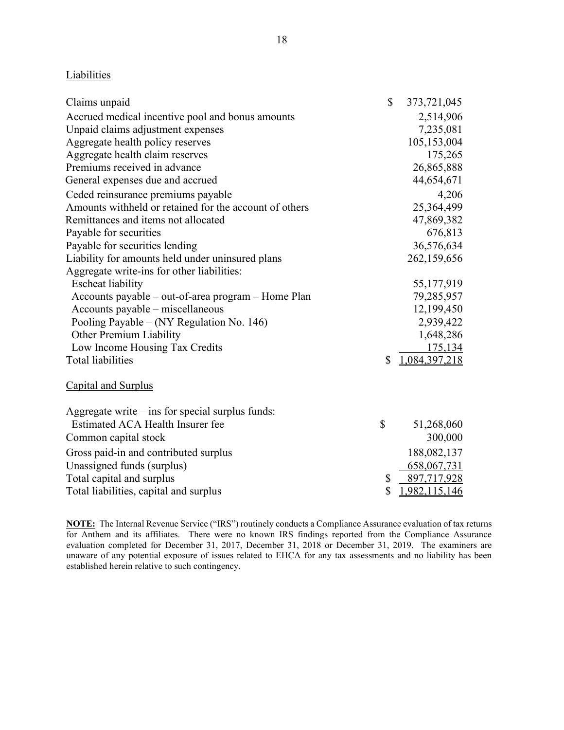Liabilities

| | |
|---|---|
| Claims unpaid | $ 373,721,045 |
| Accrued medical incentive pool and bonus amounts | 2,514,906 |
| Unpaid claims adjustment expenses | 7,235,081 |
| Aggregate health policy reserves | 105,153,004 |
| Aggregate health claim reserves | 175,265 |
| Premiums received in advance | 26,865,888 |
| General expenses due and accrued | 44,654,671 |
| Ceded reinsurance premiums payable | 4,206 |
| Amounts withheld or retained for the account of others | 25,364,499 |
| Remittances and items not allocated | 47,869,382 |
| Payable for securities | 676,813 |
| Payable for securities lending | 36,576,634 |
| Liability for amounts held under uninsured plans | 262,159,656 |
| Aggregate write-ins for other liabilities: | |
| Escheat liability | 55,177,919 |
| Accounts payable – out-of-area program – Home Plan | 79,285,957 |
| Accounts payable – miscellaneous | 12,199,450 |
| Pooling Payable – (NY Regulation No. 146) | 2,939,422 |
| Other Premium Liability | 1,648,286 |
| Low Income Housing Tax Credits | 175,134 |
| Total liabilities | $ 1,084,397,218 |

Capital and Surplus

| | |
|---|---|
| Aggregate write – ins for special surplus funds: | |
| Estimated ACA Health Insurer fee | $ 51,268,060 |
| Common capital stock | 300,000 |
| Gross paid-in and contributed surplus | 188,082,137 |
| Unassigned funds (surplus) | 658,067,731 |
| Total capital and surplus | $ 897,717,928 |
| Total liabilities, capital and surplus | $ 1,982,115,146 |

**NOTE:** The Internal Revenue Service ("IRS") routinely conducts a Compliance Assurance evaluation of tax returns for Anthem and its affiliates. There were no known IRS findings reported from the Compliance Assurance evaluation completed for December 31, 2017, December 31, 2018 or December 31, 2019. The examiners are unaware of any potential exposure of issues related to EHCA for any tax assessments and no liability has been established herein relative to such contingency.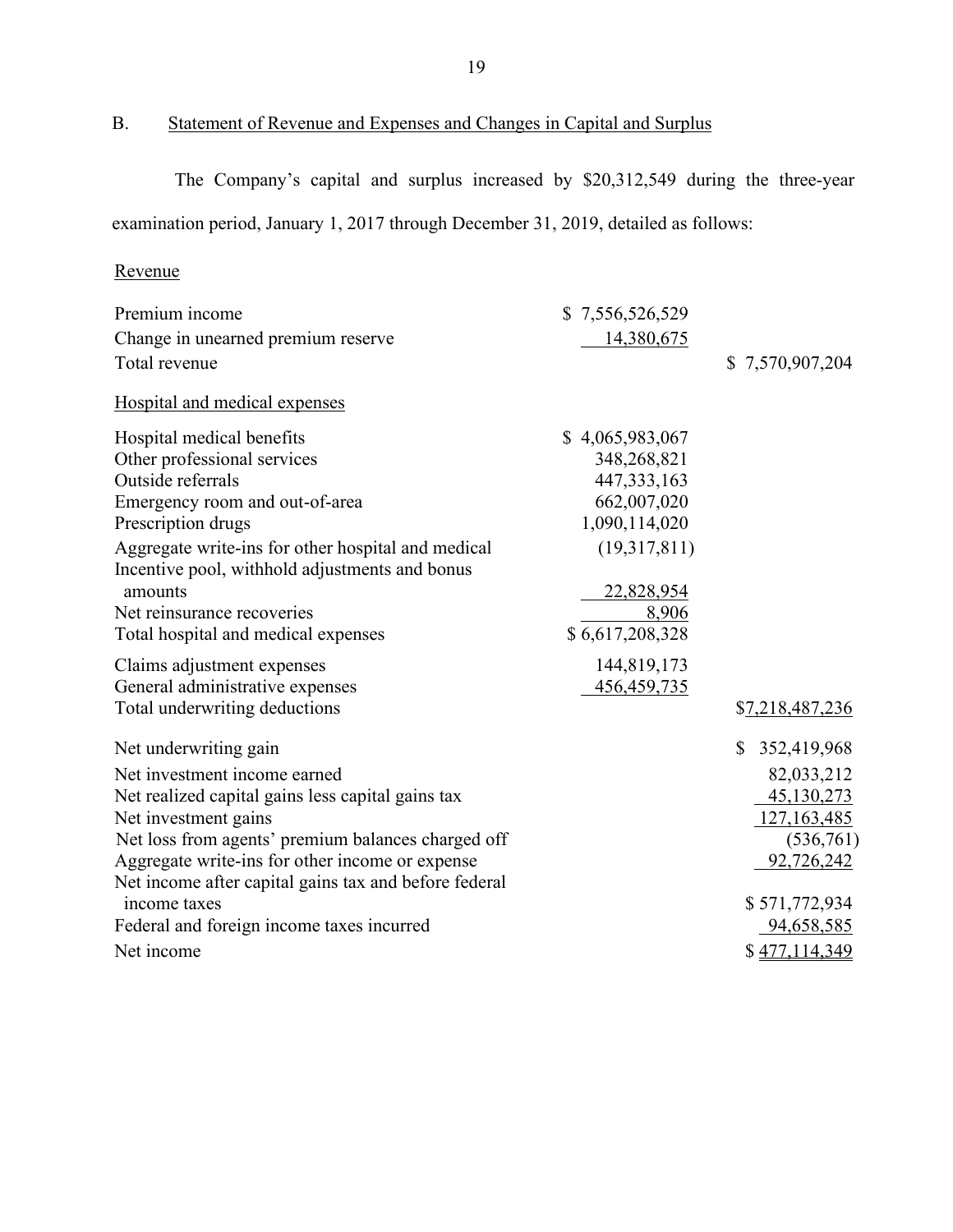## B. Statement of Revenue and Expenses and Changes in Capital and Surplus

The Company's capital and surplus increased by $20,312,549 during the three-year examination period, January 1, 2017 through December 31, 2019, detailed as follows:

| | | |
|---|---|---|
| Revenue | | |
| Premium income | $ 7,556,526,529 | |
| Change in unearned premium reserve | 14,380,675 | |
| Total revenue | | $ 7,570,907,204 |
| Hospital and medical expenses | | |
| Hospital medical benefits | $ 4,065,983,067 | |
| Other professional services | 348,268,821 | |
| Outside referrals | 447,333,163 | |
| Emergency room and out-of-area | 662,007,020 | |
| Prescription drugs | 1,090,114,020 | |
| Aggregate write-ins for other hospital and medical | (19,317,811) | |
| Incentive pool, withhold adjustments and bonus amounts | 22,828,954 | |
| Net reinsurance recoveries | 8,906 | |
| Total hospital and medical expenses | $ 6,617,208,328 | |
| Claims adjustment expenses | 144,819,173 | |
| General administrative expenses | 456,459,735 | |
| Total underwriting deductions | | $7,218,487,236 |
| Net underwriting gain | | $ 352,419,968 |
| Net investment income earned | | 82,033,212 |
| Net realized capital gains less capital gains tax | | 45,130,273 |
| Net investment gains | | 127,163,485 |
| Net loss from agents' premium balances charged off | | (536,761) |
| Aggregate write-ins for other income or expense | | 92,726,242 |
| Net income after capital gains tax and before federal income taxes | | $ 571,772,934 |
| Federal and foreign income taxes incurred | | 94,658,585 |
| Net income | | $ 477,114,349 |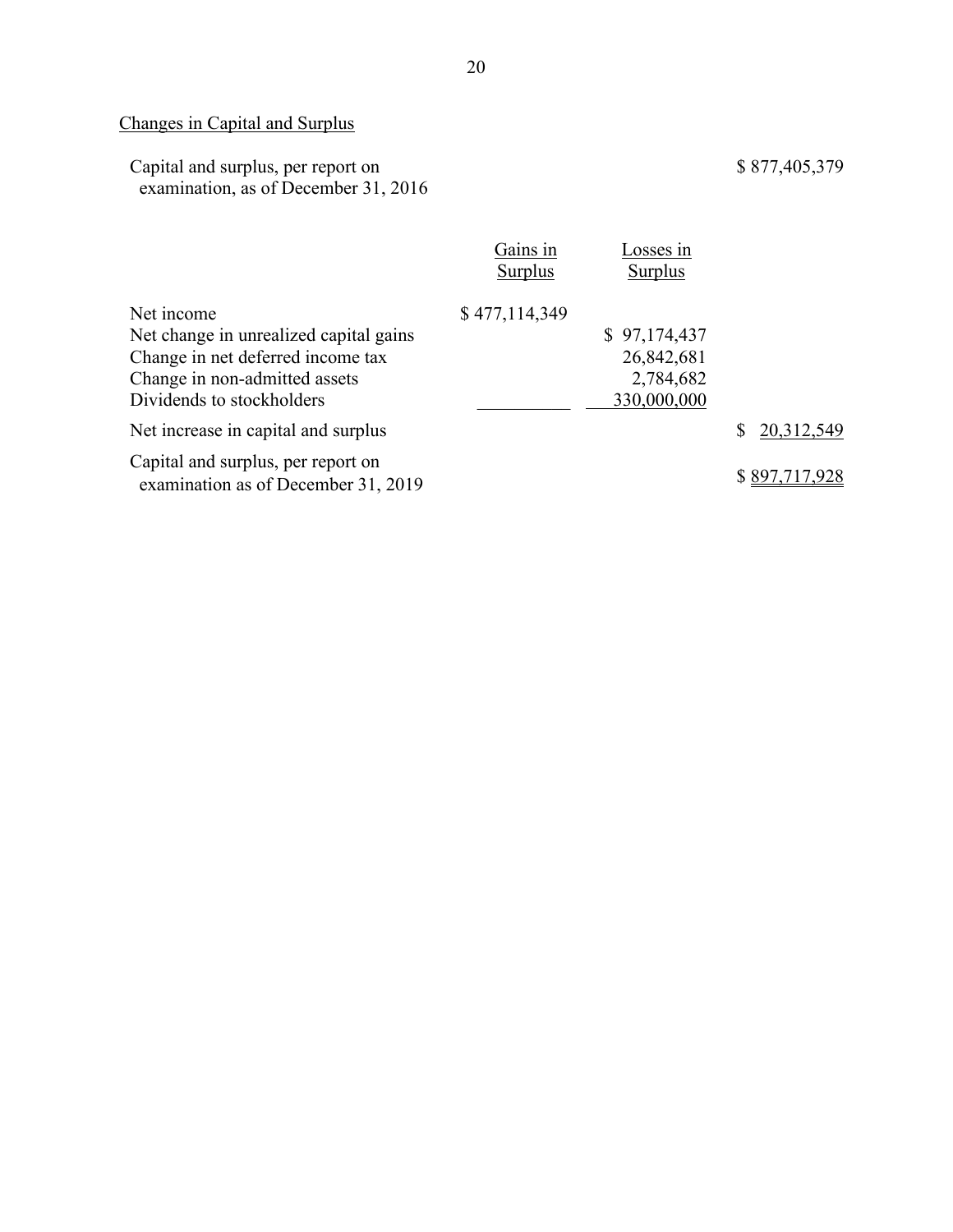Changes in Capital and Surplus

| | Gains in Surplus | Losses in Surplus | |
|---|---|---|---|
| Capital and surplus, per report on examination, as of December 31, 2016 | | | $ 877,405,379 |
| Net income | $ 477,114,349 | | |
| Net change in unrealized capital gains | | $ 97,174,437 | |
| Change in net deferred income tax | | 26,842,681 | |
| Change in non-admitted assets | | 2,784,682 | |
| Dividends to stockholders | | 330,000,000 | |
| Net increase in capital and surplus | | | $ 20,312,549 |
| Capital and surplus, per report on examination as of December 31, 2019 | | | $ 897,717,928 |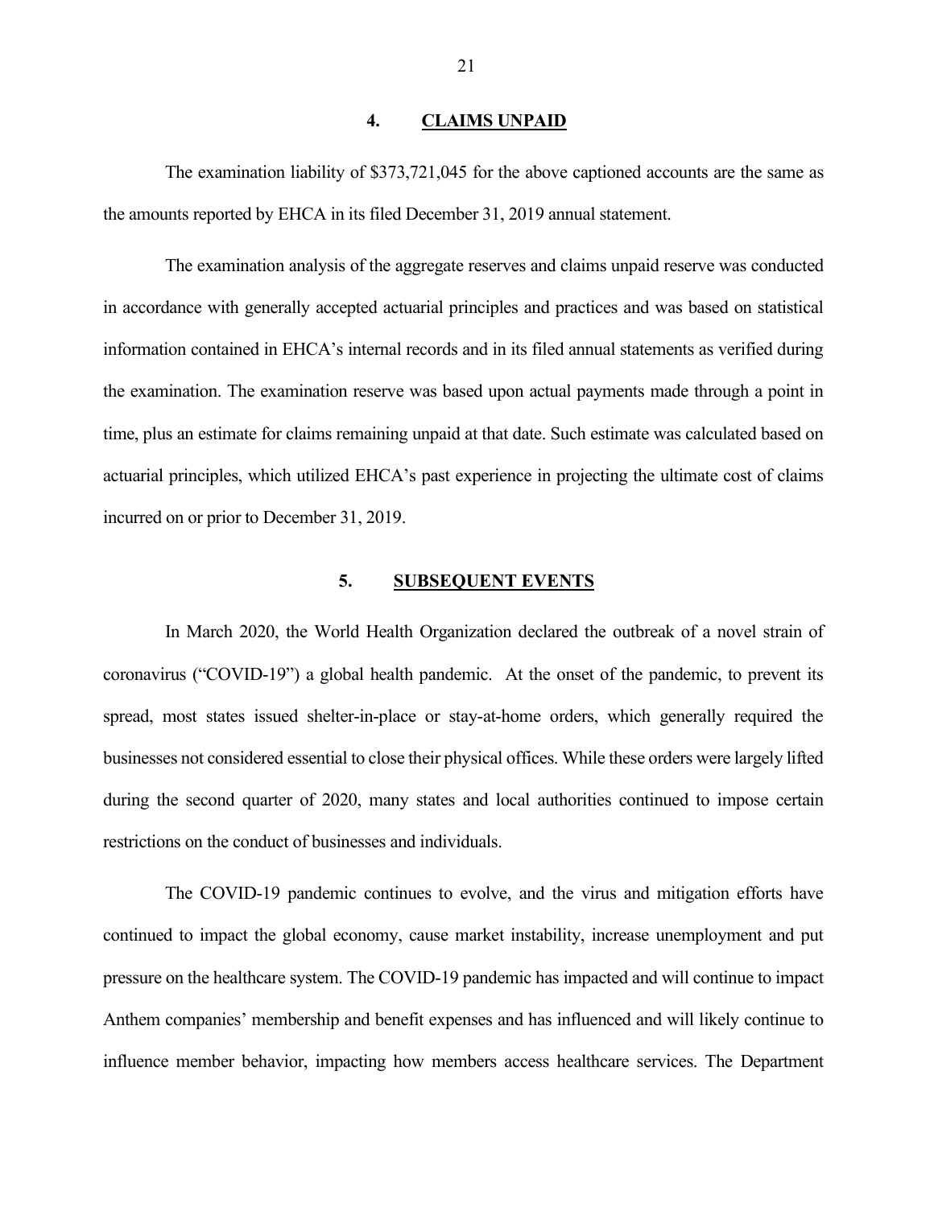## 4. CLAIMS UNPAID

The examination liability of $373,721,045 for the above captioned accounts are the same as the amounts reported by EHCA in its filed December 31, 2019 annual statement.

The examination analysis of the aggregate reserves and claims unpaid reserve was conducted in accordance with generally accepted actuarial principles and practices and was based on statistical information contained in EHCA's internal records and in its filed annual statements as verified during the examination. The examination reserve was based upon actual payments made through a point in time, plus an estimate for claims remaining unpaid at that date. Such estimate was calculated based on actuarial principles, which utilized EHCA's past experience in projecting the ultimate cost of claims incurred on or prior to December 31, 2019.

## 5. SUBSEQUENT EVENTS

In March 2020, the World Health Organization declared the outbreak of a novel strain of coronavirus ("COVID-19") a global health pandemic. At the onset of the pandemic, to prevent its spread, most states issued shelter-in-place or stay-at-home orders, which generally required the businesses not considered essential to close their physical offices. While these orders were largely lifted during the second quarter of 2020, many states and local authorities continued to impose certain restrictions on the conduct of businesses and individuals.

The COVID-19 pandemic continues to evolve, and the virus and mitigation efforts have continued to impact the global economy, cause market instability, increase unemployment and put pressure on the healthcare system. The COVID-19 pandemic has impacted and will continue to impact Anthem companies' membership and benefit expenses and has influenced and will likely continue to influence member behavior, impacting how members access healthcare services. The Department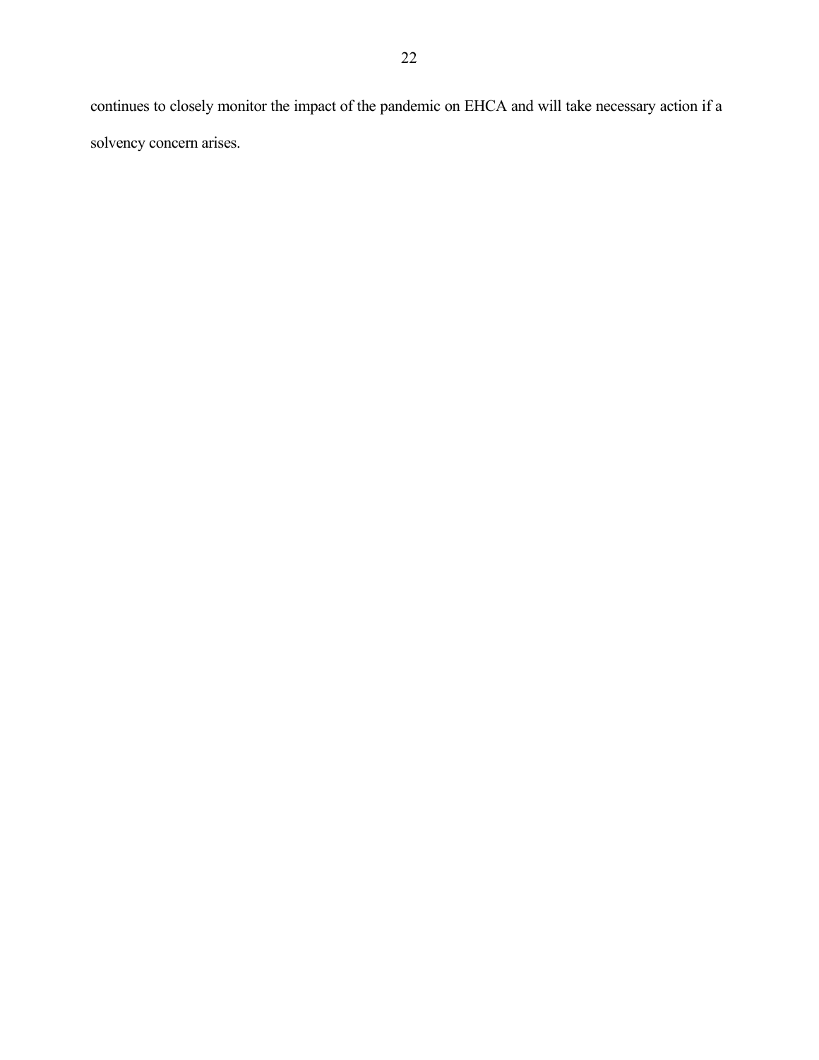continues to closely monitor the impact of the pandemic on EHCA and will take necessary action if a solvency concern arises.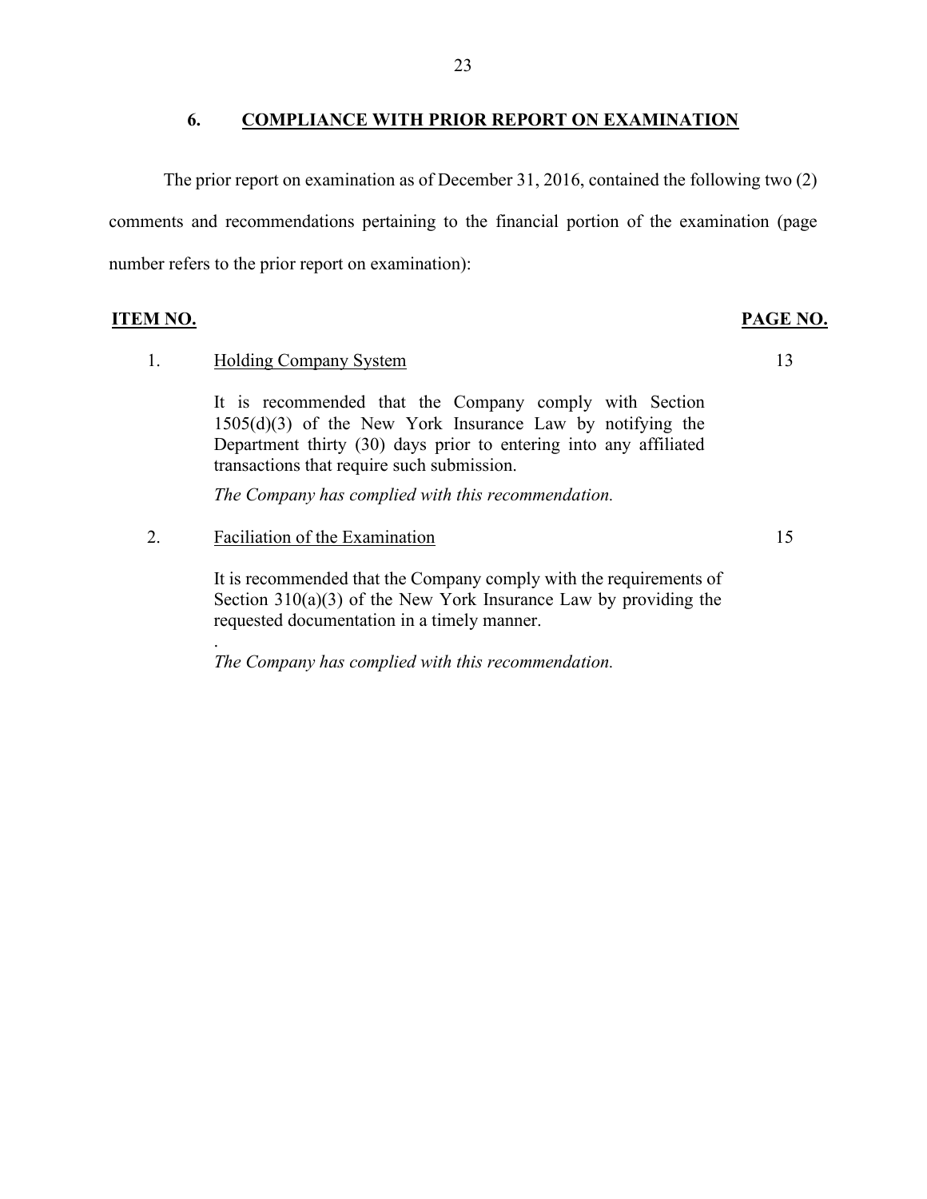## 6. COMPLIANCE WITH PRIOR REPORT ON EXAMINATION

The prior report on examination as of December 31, 2016, contained the following two (2) comments and recommendations pertaining to the financial portion of the examination (page number refers to the prior report on examination):

| ITEM NO. | | PAGE NO. |
|---|---|---|
| 1. | Holding Company System | 13 |
| | It is recommended that the Company comply with Section 1505(d)(3) of the New York Insurance Law by notifying the Department thirty (30) days prior to entering into any affiliated transactions that require such submission. | |
| | *The Company has complied with this recommendation.* | |
| 2. | Faciliation of the Examination | 15 |
| | It is recommended that the Company comply with the requirements of Section 310(a)(3) of the New York Insurance Law by providing the requested documentation in a timely manner. | |
| | *The Company has complied with this recommendation.* | |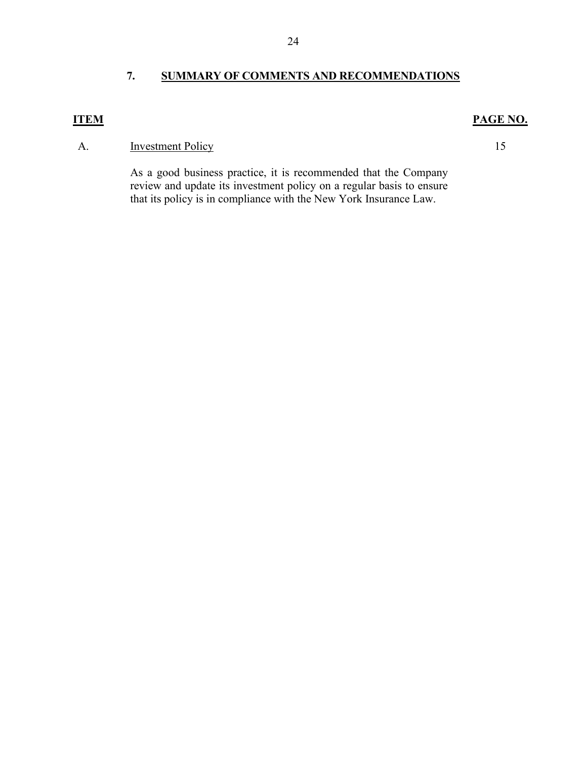## 7. SUMMARY OF COMMENTS AND RECOMMENDATIONS

| ITEM | | PAGE NO. |
|---|---|---|
| A. | Investment Policy | 15 |
| | As a good business practice, it is recommended that the Company review and update its investment policy on a regular basis to ensure that its policy is in compliance with the New York Insurance Law. | |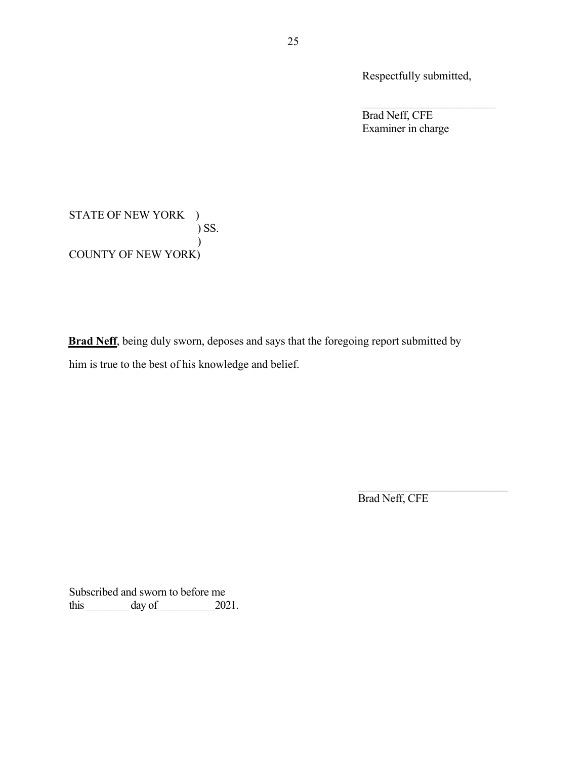Respectfully submitted,

\_\_\_\_\_\_\_\_\_\_\_\_\_\_\_\_\_\_\_\_\_\_\_\_\_\_

Brad Neff, CFE
Examiner in charge

STATE OF NEW YORK )
) SS.
)
COUNTY OF NEW YORK)

**Brad Neff**, being duly sworn, deposes and says that the foregoing report submitted by him is true to the best of his knowledge and belief.

\_\_\_\_\_\_\_\_\_\_\_\_\_\_\_\_\_\_\_\_\_\_\_\_\_\_\_\_

Brad Neff, CFE

Subscribed and sworn to before me
this \_\_\_\_\_\_\_\_ day of\_\_\_\_\_\_\_\_\_\_\_2021.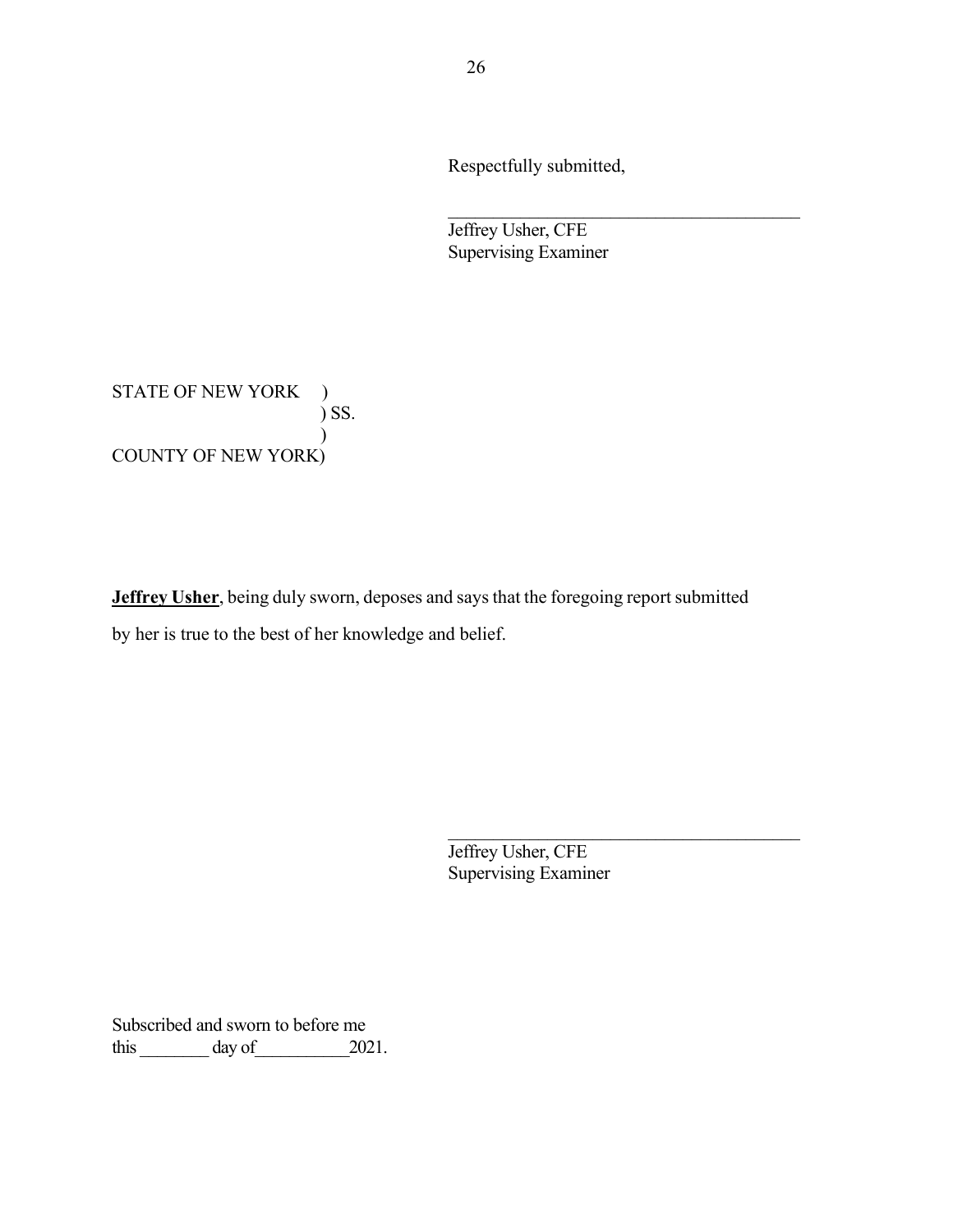Respectfully submitted,

\_\_\_\_\_\_\_\_\_\_\_\_\_\_\_\_\_\_\_\_\_\_\_\_\_\_\_\_\_\_\_\_\_\_\_\_\_\_\_\_

Jeffrey Usher, CFE
Supervising Examiner

STATE OF NEW YORK )
) SS.
)
COUNTY OF NEW YORK)

**<u>Jeffrey Usher</u>**, being duly sworn, deposes and says that the foregoing report submitted by her is true to the best of her knowledge and belief.

\_\_\_\_\_\_\_\_\_\_\_\_\_\_\_\_\_\_\_\_\_\_\_\_\_\_\_\_\_\_\_\_\_\_\_\_\_\_\_\_

Jeffrey Usher, CFE
Supervising Examiner

Subscribed and sworn to before me
this \_\_\_\_\_\_\_\_ day of\_\_\_\_\_\_\_\_\_\_2021.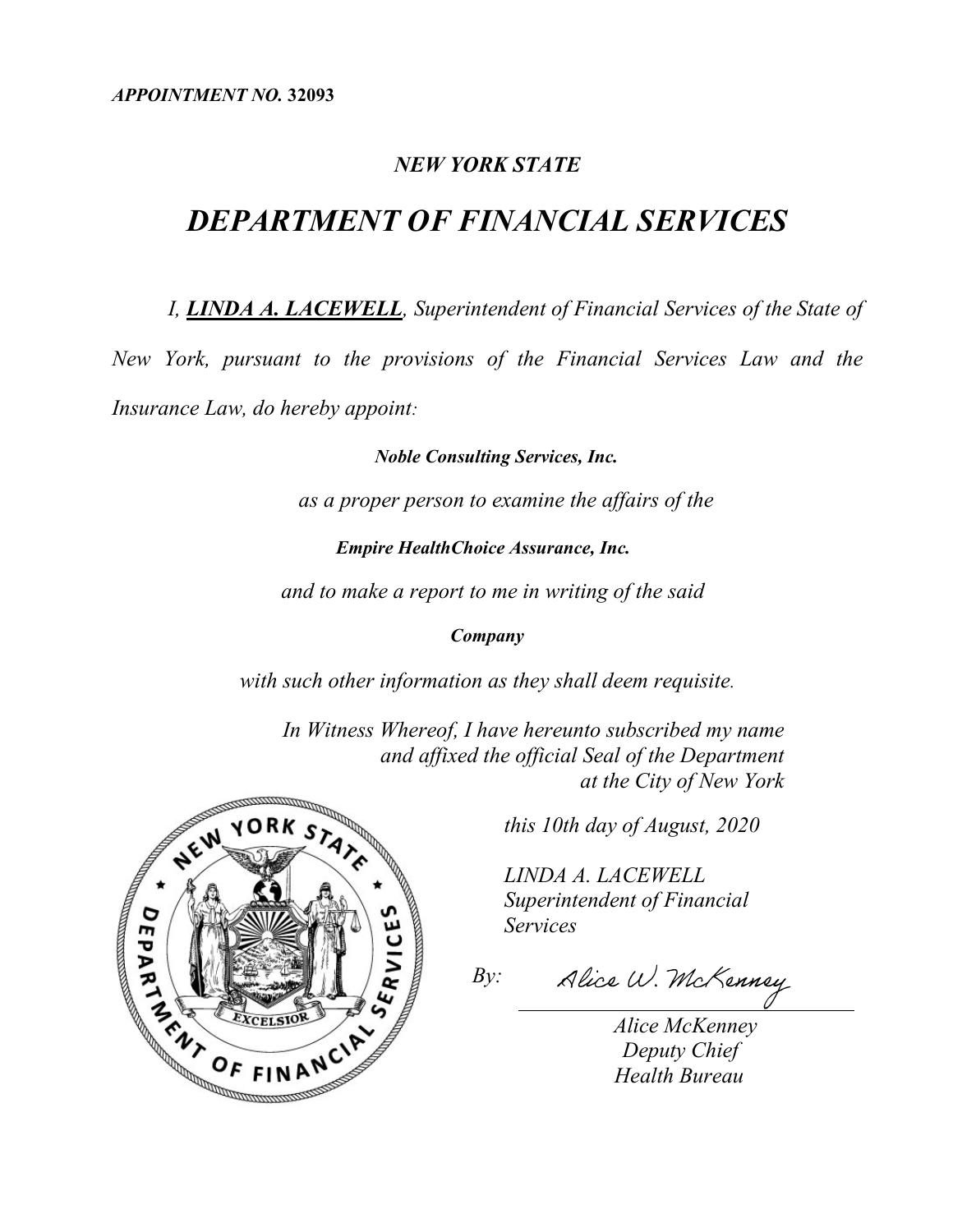***APPOINTMENT NO.* 32093**

***NEW YORK STATE***

# ***DEPARTMENT OF FINANCIAL SERVICES***

*I, **LINDA A. LACEWELL**, Superintendent of Financial Services of the State of New York, pursuant to the provisions of the Financial Services Law and the Insurance Law, do hereby appoint:*

***Noble Consulting Services, Inc.***

*as a proper person to examine the affairs of the*

***Empire HealthChoice Assurance, Inc.***

*and to make a report to me in writing of the said*

***Company***

*with such other information as they shall deem requisite.*

*In Witness Whereof, I have hereunto subscribed my name and affixed the official Seal of the Department at the City of New York*

*this 10th day of August, 2020*

*LINDA A. LACEWELL*
*Superintendent of Financial Services*

*By:* Alice W. McKenney

*Alice McKenney*
*Deputy Chief*
*Health Bureau*